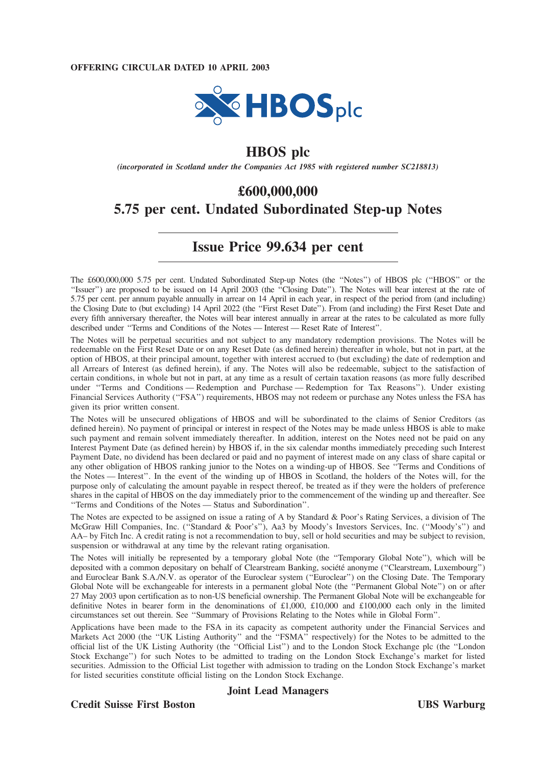**OFFERING CIRCULAR DATED 10 APRIL 2003**

HBOS plc

# HBOS plc

*(incorporated in Scotland under the Companies Act 1985 with registered number SC218813)*

## £600,000,000
## 5.75 per cent. Undated Subordinated Step-up Notes

## Issue Price 99.634 per cent

The £600,000,000 5.75 per cent. Undated Subordinated Step-up Notes (the ''Notes'') of HBOS plc (''HBOS'' or the ''Issuer'') are proposed to be issued on 14 April 2003 (the ''Closing Date''). The Notes will bear interest at the rate of 5.75 per cent. per annum payable annually in arrear on 14 April in each year, in respect of the period from (and including) the Closing Date to (but excluding) 14 April 2022 (the ''First Reset Date''). From (and including) the First Reset Date and every fifth anniversary thereafter, the Notes will bear interest annually in arrear at the rates to be calculated as more fully described under ''Terms and Conditions of the Notes — Interest — Reset Rate of Interest''.

The Notes will be perpetual securities and not subject to any mandatory redemption provisions. The Notes will be redeemable on the First Reset Date or on any Reset Date (as defined herein) thereafter in whole, but not in part, at the option of HBOS, at their principal amount, together with interest accrued to (but excluding) the date of redemption and all Arrears of Interest (as defined herein), if any. The Notes will also be redeemable, subject to the satisfaction of certain conditions, in whole but not in part, at any time as a result of certain taxation reasons (as more fully described under ''Terms and Conditions — Redemption and Purchase — Redemption for Tax Reasons''). Under existing Financial Services Authority (''FSA'') requirements, HBOS may not redeem or purchase any Notes unless the FSA has given its prior written consent.

The Notes will be unsecured obligations of HBOS and will be subordinated to the claims of Senior Creditors (as defined herein). No payment of principal or interest in respect of the Notes may be made unless HBOS is able to make such payment and remain solvent immediately thereafter. In addition, interest on the Notes need not be paid on any Interest Payment Date (as defined herein) by HBOS if, in the six calendar months immediately preceding such Interest Payment Date, no dividend has been declared or paid and no payment of interest made on any class of share capital or any other obligation of HBOS ranking junior to the Notes on a winding-up of HBOS. See ''Terms and Conditions of the Notes — Interest''. In the event of the winding up of HBOS in Scotland, the holders of the Notes will, for the purpose only of calculating the amount payable in respect thereof, be treated as if they were the holders of preference shares in the capital of HBOS on the day immediately prior to the commencement of the winding up and thereafter. See ''Terms and Conditions of the Notes — Status and Subordination''.

The Notes are expected to be assigned on issue a rating of A by Standard & Poor's Rating Services, a division of The McGraw Hill Companies, Inc. (''Standard & Poor's''), Aa3 by Moody's Investors Services, Inc. (''Moody's'') and AA– by Fitch Inc. A credit rating is not a recommendation to buy, sell or hold securities and may be subject to revision, suspension or withdrawal at any time by the relevant rating organisation.

The Notes will initially be represented by a temporary global Note (the ''Temporary Global Note''), which will be deposited with a common depositary on behalf of Clearstream Banking, société anonyme (''Clearstream, Luxembourg'') and Euroclear Bank S.A./N.V. as operator of the Euroclear system (''Euroclear'') on the Closing Date. The Temporary Global Note will be exchangeable for interests in a permanent global Note (the ''Permanent Global Note'') on or after 27 May 2003 upon certification as to non-US beneficial ownership. The Permanent Global Note will be exchangeable for definitive Notes in bearer form in the denominations of £1,000, £10,000 and £100,000 each only in the limited circumstances set out therein. See ''Summary of Provisions Relating to the Notes while in Global Form''.

Applications have been made to the FSA in its capacity as competent authority under the Financial Services and Markets Act 2000 (the ''UK Listing Authority'' and the ''FSMA'' respectively) for the Notes to be admitted to the official list of the UK Listing Authority (the ''Official List'') and to the London Stock Exchange plc (the ''London Stock Exchange'') for such Notes to be admitted to trading on the London Stock Exchange's market for listed securities. Admission to the Official List together with admission to trading on the London Stock Exchange's market for listed securities constitute official listing on the London Stock Exchange.

**Joint Lead Managers**

**Credit Suisse First Boston** **UBS Warburg**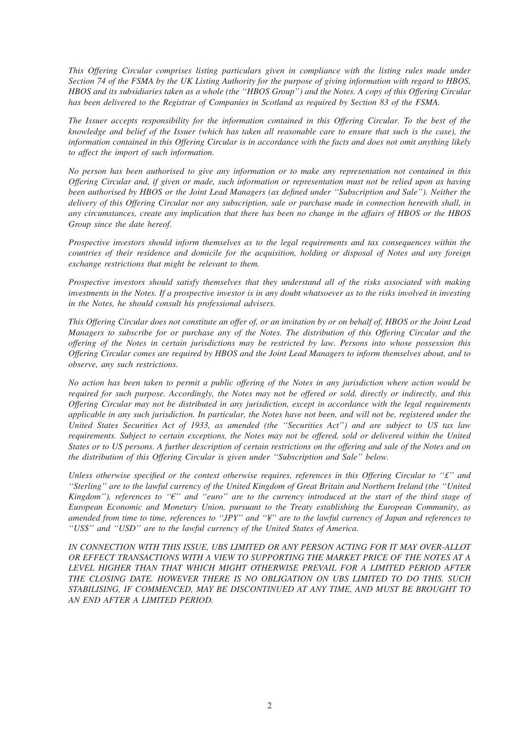*This Offering Circular comprises listing particulars given in compliance with the listing rules made under Section 74 of the FSMA by the UK Listing Authority for the purpose of giving information with regard to HBOS, HBOS and its subsidiaries taken as a whole (the "HBOS Group") and the Notes. A copy of this Offering Circular has been delivered to the Registrar of Companies in Scotland as required by Section 83 of the FSMA.*

*The Issuer accepts responsibility for the information contained in this Offering Circular. To the best of the knowledge and belief of the Issuer (which has taken all reasonable care to ensure that such is the case), the information contained in this Offering Circular is in accordance with the facts and does not omit anything likely to affect the import of such information.*

*No person has been authorised to give any information or to make any representation not contained in this Offering Circular and, if given or made, such information or representation must not be relied upon as having been authorised by HBOS or the Joint Lead Managers (as defined under "Subscription and Sale"). Neither the delivery of this Offering Circular nor any subscription, sale or purchase made in connection herewith shall, in any circumstances, create any implication that there has been no change in the affairs of HBOS or the HBOS Group since the date hereof.*

*Prospective investors should inform themselves as to the legal requirements and tax consequences within the countries of their residence and domicile for the acquisition, holding or disposal of Notes and any foreign exchange restrictions that might be relevant to them.*

*Prospective investors should satisfy themselves that they understand all of the risks associated with making investments in the Notes. If a prospective investor is in any doubt whatsoever as to the risks involved in investing in the Notes, he should consult his professional advisers.*

*This Offering Circular does not constitute an offer of, or an invitation by or on behalf of, HBOS or the Joint Lead Managers to subscribe for or purchase any of the Notes. The distribution of this Offering Circular and the offering of the Notes in certain jurisdictions may be restricted by law. Persons into whose possession this Offering Circular comes are required by HBOS and the Joint Lead Managers to inform themselves about, and to observe, any such restrictions.*

*No action has been taken to permit a public offering of the Notes in any jurisdiction where action would be required for such purpose. Accordingly, the Notes may not be offered or sold, directly or indirectly, and this Offering Circular may not be distributed in any jurisdiction, except in accordance with the legal requirements applicable in any such jurisdiction. In particular, the Notes have not been, and will not be, registered under the United States Securities Act of 1933, as amended (the "Securities Act") and are subject to US tax law requirements. Subject to certain exceptions, the Notes may not be offered, sold or delivered within the United States or to US persons. A further description of certain restrictions on the offering and sale of the Notes and on the distribution of this Offering Circular is given under "Subscription and Sale" below.*

*Unless otherwise specified or the context otherwise requires, references in this Offering Circular to "£" and "Sterling" are to the lawful currency of the United Kingdom of Great Britain and Northern Ireland (the "United Kingdom"), references to "€" and "euro" are to the currency introduced at the start of the third stage of European Economic and Monetary Union, pursuant to the Treaty establishing the European Community, as amended from time to time, references to "JPY" and "¥" are to the lawful currency of Japan and references to "US$" and "USD" are to the lawful currency of the United States of America.*

*IN CONNECTION WITH THIS ISSUE, UBS LIMITED OR ANY PERSON ACTING FOR IT MAY OVER-ALLOT OR EFFECT TRANSACTIONS WITH A VIEW TO SUPPORTING THE MARKET PRICE OF THE NOTES AT A LEVEL HIGHER THAN THAT WHICH MIGHT OTHERWISE PREVAIL FOR A LIMITED PERIOD AFTER THE CLOSING DATE. HOWEVER THERE IS NO OBLIGATION ON UBS LIMITED TO DO THIS. SUCH STABILISING, IF COMMENCED, MAY BE DISCONTINUED AT ANY TIME, AND MUST BE BROUGHT TO AN END AFTER A LIMITED PERIOD.*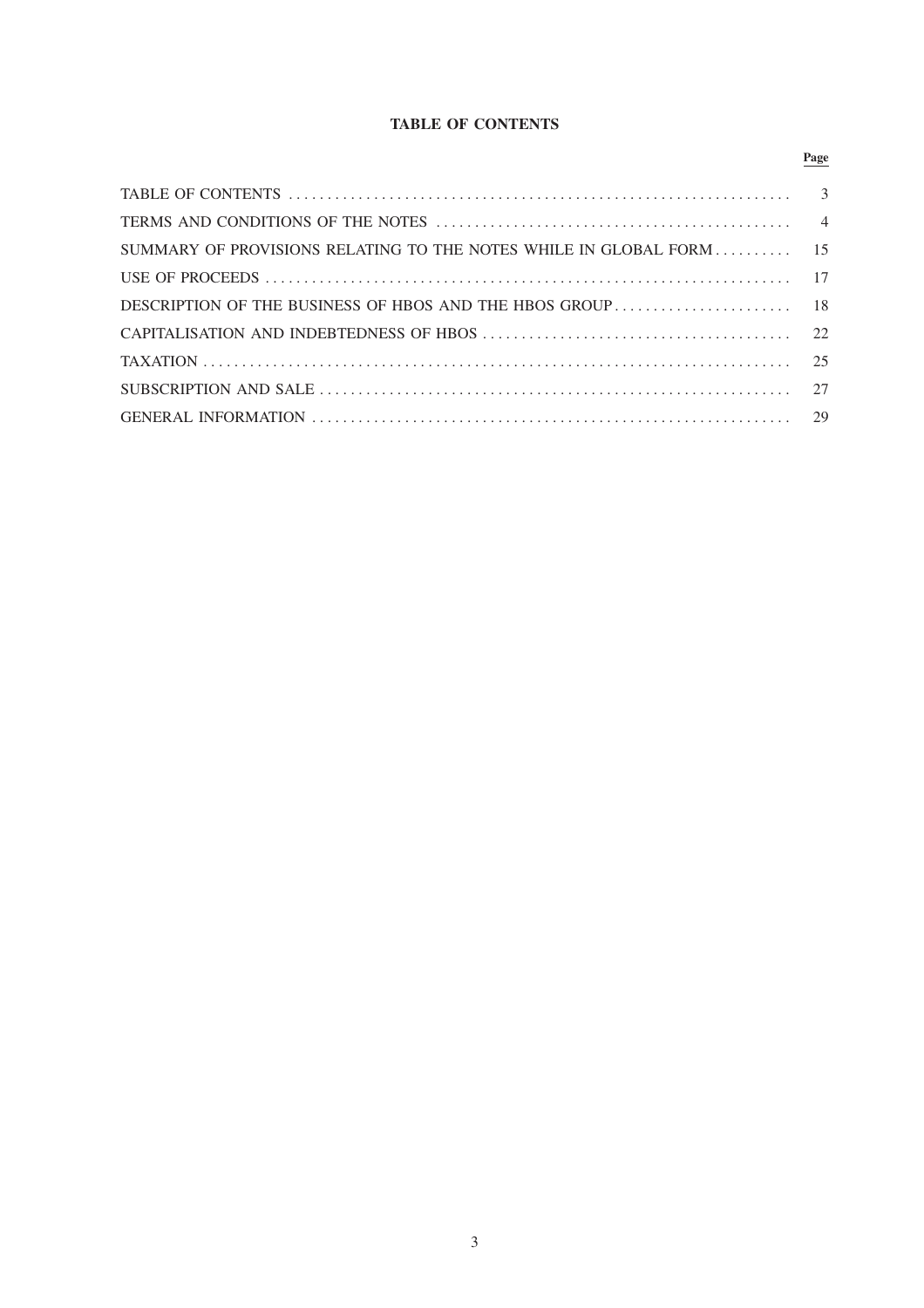# TABLE OF CONTENTS

| | Page |
|---|---|
| TABLE OF CONTENTS | 3 |
| TERMS AND CONDITIONS OF THE NOTES | 4 |
| SUMMARY OF PROVISIONS RELATING TO THE NOTES WHILE IN GLOBAL FORM | 15 |
| USE OF PROCEEDS | 17 |
| DESCRIPTION OF THE BUSINESS OF HBOS AND THE HBOS GROUP | 18 |
| CAPITALISATION AND INDEBTEDNESS OF HBOS | 22 |
| TAXATION | 25 |
| SUBSCRIPTION AND SALE | 27 |
| GENERAL INFORMATION | 29 |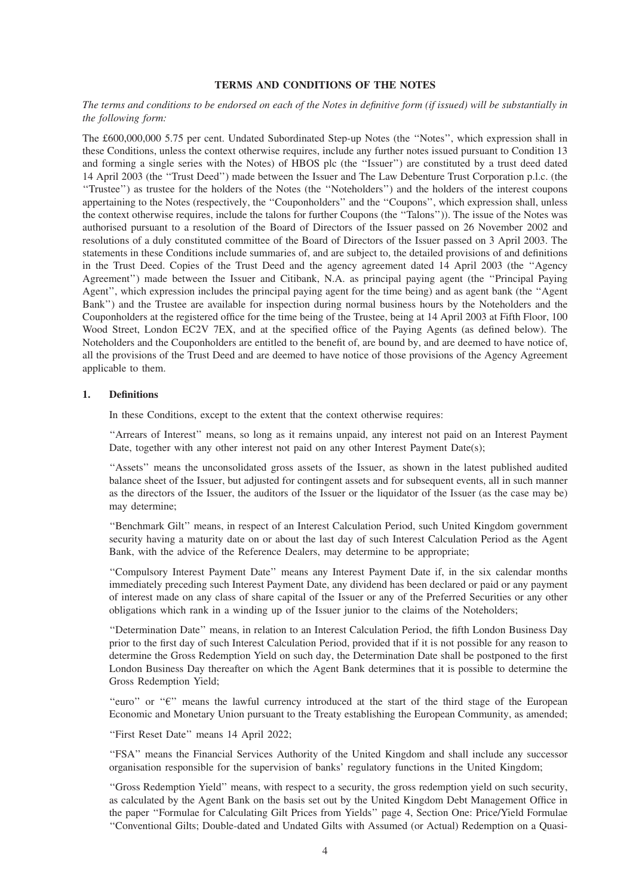# TERMS AND CONDITIONS OF THE NOTES

*The terms and conditions to be endorsed on each of the Notes in definitive form (if issued) will be substantially in the following form:*

The £600,000,000 5.75 per cent. Undated Subordinated Step-up Notes (the ''Notes'', which expression shall in these Conditions, unless the context otherwise requires, include any further notes issued pursuant to Condition 13 and forming a single series with the Notes) of HBOS plc (the ''Issuer'') are constituted by a trust deed dated 14 April 2003 (the ''Trust Deed'') made between the Issuer and The Law Debenture Trust Corporation p.l.c. (the ''Trustee'') as trustee for the holders of the Notes (the ''Noteholders'') and the holders of the interest coupons appertaining to the Notes (respectively, the ''Couponholders'' and the ''Coupons'', which expression shall, unless the context otherwise requires, include the talons for further Coupons (the ''Talons'')). The issue of the Notes was authorised pursuant to a resolution of the Board of Directors of the Issuer passed on 26 November 2002 and resolutions of a duly constituted committee of the Board of Directors of the Issuer passed on 3 April 2003. The statements in these Conditions include summaries of, and are subject to, the detailed provisions of and definitions in the Trust Deed. Copies of the Trust Deed and the agency agreement dated 14 April 2003 (the ''Agency Agreement'') made between the Issuer and Citibank, N.A. as principal paying agent (the ''Principal Paying Agent'', which expression includes the principal paying agent for the time being) and as agent bank (the ''Agent Bank'') and the Trustee are available for inspection during normal business hours by the Noteholders and the Couponholders at the registered office for the time being of the Trustee, being at 14 April 2003 at Fifth Floor, 100 Wood Street, London EC2V 7EX, and at the specified office of the Paying Agents (as defined below). The Noteholders and the Couponholders are entitled to the benefit of, are bound by, and are deemed to have notice of, all the provisions of the Trust Deed and are deemed to have notice of those provisions of the Agency Agreement applicable to them.

## 1. Definitions

In these Conditions, except to the extent that the context otherwise requires:

''Arrears of Interest'' means, so long as it remains unpaid, any interest not paid on an Interest Payment Date, together with any other interest not paid on any other Interest Payment Date(s);

''Assets'' means the unconsolidated gross assets of the Issuer, as shown in the latest published audited balance sheet of the Issuer, but adjusted for contingent assets and for subsequent events, all in such manner as the directors of the Issuer, the auditors of the Issuer or the liquidator of the Issuer (as the case may be) may determine;

''Benchmark Gilt'' means, in respect of an Interest Calculation Period, such United Kingdom government security having a maturity date on or about the last day of such Interest Calculation Period as the Agent Bank, with the advice of the Reference Dealers, may determine to be appropriate;

''Compulsory Interest Payment Date'' means any Interest Payment Date if, in the six calendar months immediately preceding such Interest Payment Date, any dividend has been declared or paid or any payment of interest made on any class of share capital of the Issuer or any of the Preferred Securities or any other obligations which rank in a winding up of the Issuer junior to the claims of the Noteholders;

''Determination Date'' means, in relation to an Interest Calculation Period, the fifth London Business Day prior to the first day of such Interest Calculation Period, provided that if it is not possible for any reason to determine the Gross Redemption Yield on such day, the Determination Date shall be postponed to the first London Business Day thereafter on which the Agent Bank determines that it is possible to determine the Gross Redemption Yield;

''euro'' or ''€'' means the lawful currency introduced at the start of the third stage of the European Economic and Monetary Union pursuant to the Treaty establishing the European Community, as amended;

''First Reset Date'' means 14 April 2022;

''FSA'' means the Financial Services Authority of the United Kingdom and shall include any successor organisation responsible for the supervision of banks' regulatory functions in the United Kingdom;

''Gross Redemption Yield'' means, with respect to a security, the gross redemption yield on such security, as calculated by the Agent Bank on the basis set out by the United Kingdom Debt Management Office in the paper ''Formulae for Calculating Gilt Prices from Yields'' page 4, Section One: Price/Yield Formulae ''Conventional Gilts; Double-dated and Undated Gilts with Assumed (or Actual) Redemption on a Quasi-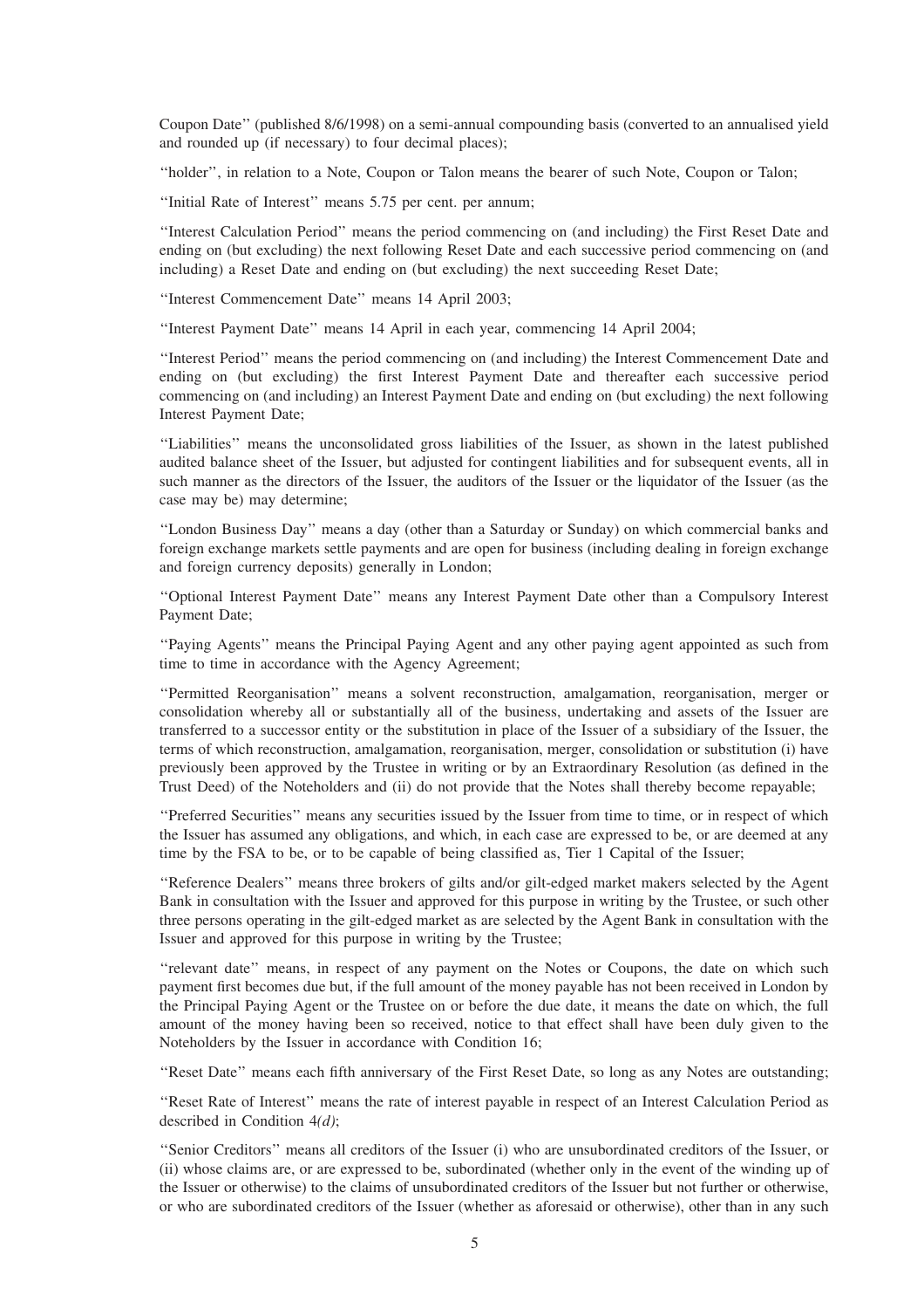Coupon Date'' (published 8/6/1998) on a semi-annual compounding basis (converted to an annualised yield and rounded up (if necessary) to four decimal places);

''holder'', in relation to a Note, Coupon or Talon means the bearer of such Note, Coupon or Talon;

''Initial Rate of Interest'' means 5.75 per cent. per annum;

''Interest Calculation Period'' means the period commencing on (and including) the First Reset Date and ending on (but excluding) the next following Reset Date and each successive period commencing on (and including) a Reset Date and ending on (but excluding) the next succeeding Reset Date;

''Interest Commencement Date'' means 14 April 2003;

''Interest Payment Date'' means 14 April in each year, commencing 14 April 2004;

''Interest Period'' means the period commencing on (and including) the Interest Commencement Date and ending on (but excluding) the first Interest Payment Date and thereafter each successive period commencing on (and including) an Interest Payment Date and ending on (but excluding) the next following Interest Payment Date;

''Liabilities'' means the unconsolidated gross liabilities of the Issuer, as shown in the latest published audited balance sheet of the Issuer, but adjusted for contingent liabilities and for subsequent events, all in such manner as the directors of the Issuer, the auditors of the Issuer or the liquidator of the Issuer (as the case may be) may determine;

''London Business Day'' means a day (other than a Saturday or Sunday) on which commercial banks and foreign exchange markets settle payments and are open for business (including dealing in foreign exchange and foreign currency deposits) generally in London;

''Optional Interest Payment Date'' means any Interest Payment Date other than a Compulsory Interest Payment Date;

''Paying Agents'' means the Principal Paying Agent and any other paying agent appointed as such from time to time in accordance with the Agency Agreement;

''Permitted Reorganisation'' means a solvent reconstruction, amalgamation, reorganisation, merger or consolidation whereby all or substantially all of the business, undertaking and assets of the Issuer are transferred to a successor entity or the substitution in place of the Issuer of a subsidiary of the Issuer, the terms of which reconstruction, amalgamation, reorganisation, merger, consolidation or substitution (i) have previously been approved by the Trustee in writing or by an Extraordinary Resolution (as defined in the Trust Deed) of the Noteholders and (ii) do not provide that the Notes shall thereby become repayable;

''Preferred Securities'' means any securities issued by the Issuer from time to time, or in respect of which the Issuer has assumed any obligations, and which, in each case are expressed to be, or are deemed at any time by the FSA to be, or to be capable of being classified as, Tier 1 Capital of the Issuer;

''Reference Dealers'' means three brokers of gilts and/or gilt-edged market makers selected by the Agent Bank in consultation with the Issuer and approved for this purpose in writing by the Trustee, or such other three persons operating in the gilt-edged market as are selected by the Agent Bank in consultation with the Issuer and approved for this purpose in writing by the Trustee;

''relevant date'' means, in respect of any payment on the Notes or Coupons, the date on which such payment first becomes due but, if the full amount of the money payable has not been received in London by the Principal Paying Agent or the Trustee on or before the due date, it means the date on which, the full amount of the money having been so received, notice to that effect shall have been duly given to the Noteholders by the Issuer in accordance with Condition 16;

''Reset Date'' means each fifth anniversary of the First Reset Date, so long as any Notes are outstanding;

''Reset Rate of Interest'' means the rate of interest payable in respect of an Interest Calculation Period as described in Condition 4*(d)*;

''Senior Creditors'' means all creditors of the Issuer (i) who are unsubordinated creditors of the Issuer, or (ii) whose claims are, or are expressed to be, subordinated (whether only in the event of the winding up of the Issuer or otherwise) to the claims of unsubordinated creditors of the Issuer but not further or otherwise, or who are subordinated creditors of the Issuer (whether as aforesaid or otherwise), other than in any such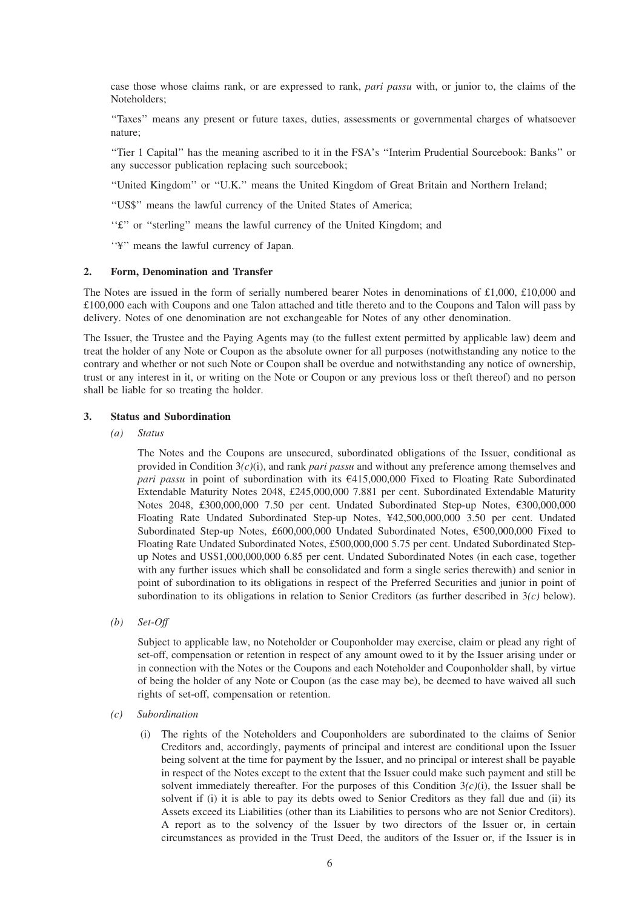case those whose claims rank, or are expressed to rank, *pari passu* with, or junior to, the claims of the Noteholders;

"Taxes" means any present or future taxes, duties, assessments or governmental charges of whatsoever nature;

"Tier 1 Capital" has the meaning ascribed to it in the FSA's "Interim Prudential Sourcebook: Banks" or any successor publication replacing such sourcebook;

"United Kingdom" or "U.K." means the United Kingdom of Great Britain and Northern Ireland;

"US$" means the lawful currency of the United States of America;

"£" or "sterling" means the lawful currency of the United Kingdom; and

"¥" means the lawful currency of Japan.

## 2. Form, Denomination and Transfer

The Notes are issued in the form of serially numbered bearer Notes in denominations of £1,000, £10,000 and £100,000 each with Coupons and one Talon attached and title thereto and to the Coupons and Talon will pass by delivery. Notes of one denomination are not exchangeable for Notes of any other denomination.

The Issuer, the Trustee and the Paying Agents may (to the fullest extent permitted by applicable law) deem and treat the holder of any Note or Coupon as the absolute owner for all purposes (notwithstanding any notice to the contrary and whether or not such Note or Coupon shall be overdue and notwithstanding any notice of ownership, trust or any interest in it, or writing on the Note or Coupon or any previous loss or theft thereof) and no person shall be liable for so treating the holder.

## 3. Status and Subordination

*(a) Status*

The Notes and the Coupons are unsecured, subordinated obligations of the Issuer, conditional as provided in Condition 3*(c)*(i), and rank *pari passu* and without any preference among themselves and *pari passu* in point of subordination with its €415,000,000 Fixed to Floating Rate Subordinated Extendable Maturity Notes 2048, £245,000,000 7.881 per cent. Subordinated Extendable Maturity Notes 2048, £300,000,000 7.50 per cent. Undated Subordinated Step-up Notes, €300,000,000 Floating Rate Undated Subordinated Step-up Notes, ¥42,500,000,000 3.50 per cent. Undated Subordinated Step-up Notes, £600,000,000 Undated Subordinated Notes, €500,000,000 Fixed to Floating Rate Undated Subordinated Notes, £500,000,000 5.75 per cent. Undated Subordinated Step-up Notes and US$1,000,000,000 6.85 per cent. Undated Subordinated Notes (in each case, together with any further issues which shall be consolidated and form a single series therewith) and senior in point of subordination to its obligations in respect of the Preferred Securities and junior in point of subordination to its obligations in relation to Senior Creditors (as further described in 3*(c)* below).

*(b) Set-Off*

Subject to applicable law, no Noteholder or Couponholder may exercise, claim or plead any right of set-off, compensation or retention in respect of any amount owed to it by the Issuer arising under or in connection with the Notes or the Coupons and each Noteholder and Couponholder shall, by virtue of being the holder of any Note or Coupon (as the case may be), be deemed to have waived all such rights of set-off, compensation or retention.

*(c) Subordination*

(i) The rights of the Noteholders and Couponholders are subordinated to the claims of Senior Creditors and, accordingly, payments of principal and interest are conditional upon the Issuer being solvent at the time for payment by the Issuer, and no principal or interest shall be payable in respect of the Notes except to the extent that the Issuer could make such payment and still be solvent immediately thereafter. For the purposes of this Condition 3*(c)*(i), the Issuer shall be solvent if (i) it is able to pay its debts owed to Senior Creditors as they fall due and (ii) its Assets exceed its Liabilities (other than its Liabilities to persons who are not Senior Creditors). A report as to the solvency of the Issuer by two directors of the Issuer or, in certain circumstances as provided in the Trust Deed, the auditors of the Issuer or, if the Issuer is in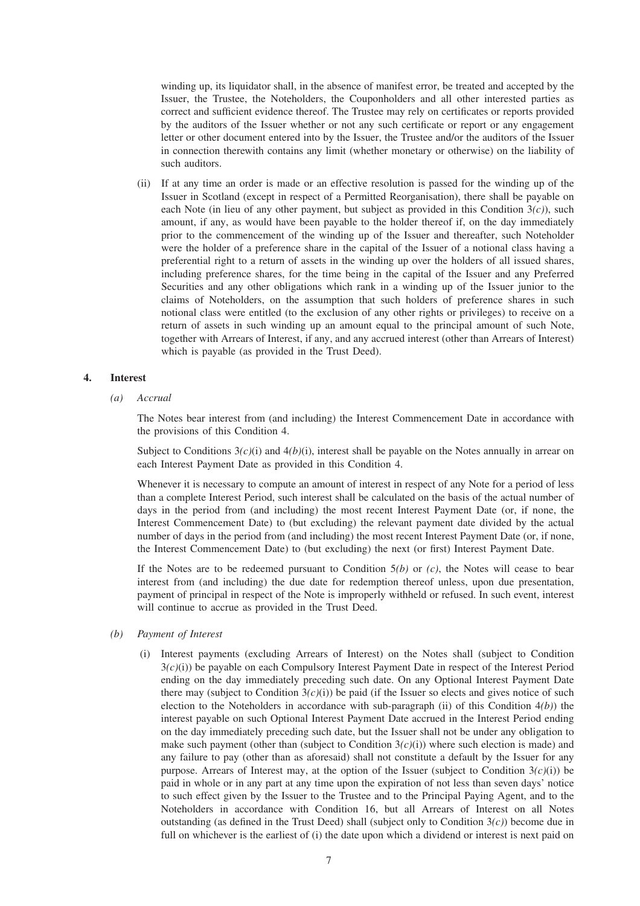winding up, its liquidator shall, in the absence of manifest error, be treated and accepted by the Issuer, the Trustee, the Noteholders, the Couponholders and all other interested parties as correct and sufficient evidence thereof. The Trustee may rely on certificates or reports provided by the auditors of the Issuer whether or not any such certificate or report or any engagement letter or other document entered into by the Issuer, the Trustee and/or the auditors of the Issuer in connection therewith contains any limit (whether monetary or otherwise) on the liability of such auditors.

(ii) If at any time an order is made or an effective resolution is passed for the winding up of the Issuer in Scotland (except in respect of a Permitted Reorganisation), there shall be payable on each Note (in lieu of any other payment, but subject as provided in this Condition 3*(c)*), such amount, if any, as would have been payable to the holder thereof if, on the day immediately prior to the commencement of the winding up of the Issuer and thereafter, such Noteholder were the holder of a preference share in the capital of the Issuer of a notional class having a preferential right to a return of assets in the winding up over the holders of all issued shares, including preference shares, for the time being in the capital of the Issuer and any Preferred Securities and any other obligations which rank in a winding up of the Issuer junior to the claims of Noteholders, on the assumption that such holders of preference shares in such notional class were entitled (to the exclusion of any other rights or privileges) to receive on a return of assets in such winding up an amount equal to the principal amount of such Note, together with Arrears of Interest, if any, and any accrued interest (other than Arrears of Interest) which is payable (as provided in the Trust Deed).

## 4. Interest

*(a) Accrual*

The Notes bear interest from (and including) the Interest Commencement Date in accordance with the provisions of this Condition 4.

Subject to Conditions 3*(c)*(i) and 4*(b)*(i), interest shall be payable on the Notes annually in arrear on each Interest Payment Date as provided in this Condition 4.

Whenever it is necessary to compute an amount of interest in respect of any Note for a period of less than a complete Interest Period, such interest shall be calculated on the basis of the actual number of days in the period from (and including) the most recent Interest Payment Date (or, if none, the Interest Commencement Date) to (but excluding) the relevant payment date divided by the actual number of days in the period from (and including) the most recent Interest Payment Date (or, if none, the Interest Commencement Date) to (but excluding) the next (or first) Interest Payment Date.

If the Notes are to be redeemed pursuant to Condition 5*(b)* or *(c)*, the Notes will cease to bear interest from (and including) the due date for redemption thereof unless, upon due presentation, payment of principal in respect of the Note is improperly withheld or refused. In such event, interest will continue to accrue as provided in the Trust Deed.

*(b) Payment of Interest*

(i) Interest payments (excluding Arrears of Interest) on the Notes shall (subject to Condition 3*(c)*(i)) be payable on each Compulsory Interest Payment Date in respect of the Interest Period ending on the day immediately preceding such date. On any Optional Interest Payment Date there may (subject to Condition 3*(c)*(i)) be paid (if the Issuer so elects and gives notice of such election to the Noteholders in accordance with sub-paragraph (ii) of this Condition 4*(b)*) the interest payable on such Optional Interest Payment Date accrued in the Interest Period ending on the day immediately preceding such date, but the Issuer shall not be under any obligation to make such payment (other than (subject to Condition 3*(c)*(i)) where such election is made) and any failure to pay (other than as aforesaid) shall not constitute a default by the Issuer for any purpose. Arrears of Interest may, at the option of the Issuer (subject to Condition 3*(c)*(i)) be paid in whole or in any part at any time upon the expiration of not less than seven days' notice to such effect given by the Issuer to the Trustee and to the Principal Paying Agent, and to the Noteholders in accordance with Condition 16, but all Arrears of Interest on all Notes outstanding (as defined in the Trust Deed) shall (subject only to Condition 3*(c)*) become due in full on whichever is the earliest of (i) the date upon which a dividend or interest is next paid on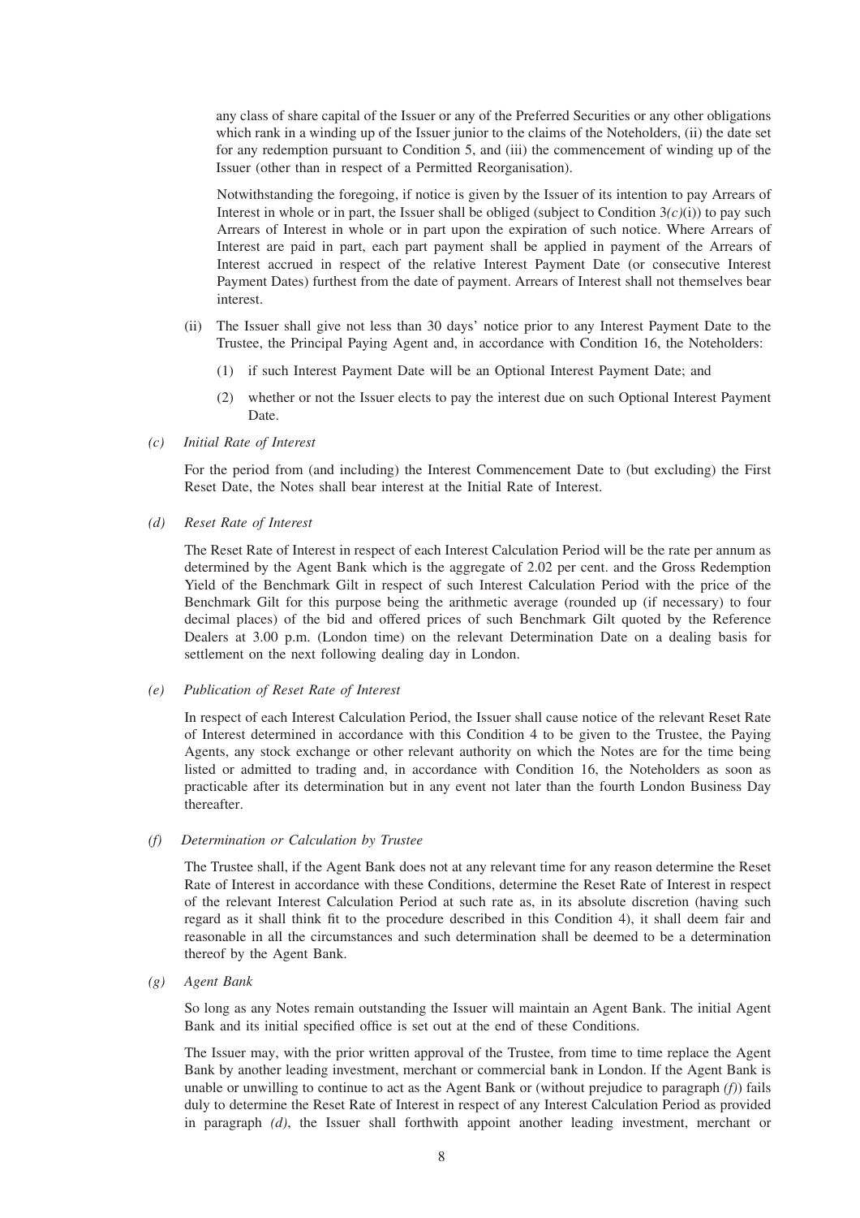any class of share capital of the Issuer or any of the Preferred Securities or any other obligations which rank in a winding up of the Issuer junior to the claims of the Noteholders, (ii) the date set for any redemption pursuant to Condition 5, and (iii) the commencement of winding up of the Issuer (other than in respect of a Permitted Reorganisation).

Notwithstanding the foregoing, if notice is given by the Issuer of its intention to pay Arrears of Interest in whole or in part, the Issuer shall be obliged (subject to Condition 3*(c)*(i)) to pay such Arrears of Interest in whole or in part upon the expiration of such notice. Where Arrears of Interest are paid in part, each part payment shall be applied in payment of the Arrears of Interest accrued in respect of the relative Interest Payment Date (or consecutive Interest Payment Dates) furthest from the date of payment. Arrears of Interest shall not themselves bear interest.

(ii) The Issuer shall give not less than 30 days' notice prior to any Interest Payment Date to the Trustee, the Principal Paying Agent and, in accordance with Condition 16, the Noteholders:

(1) if such Interest Payment Date will be an Optional Interest Payment Date; and

(2) whether or not the Issuer elects to pay the interest due on such Optional Interest Payment Date.

*(c) Initial Rate of Interest*

For the period from (and including) the Interest Commencement Date to (but excluding) the First Reset Date, the Notes shall bear interest at the Initial Rate of Interest.

*(d) Reset Rate of Interest*

The Reset Rate of Interest in respect of each Interest Calculation Period will be the rate per annum as determined by the Agent Bank which is the aggregate of 2.02 per cent. and the Gross Redemption Yield of the Benchmark Gilt in respect of such Interest Calculation Period with the price of the Benchmark Gilt for this purpose being the arithmetic average (rounded up (if necessary) to four decimal places) of the bid and offered prices of such Benchmark Gilt quoted by the Reference Dealers at 3.00 p.m. (London time) on the relevant Determination Date on a dealing basis for settlement on the next following dealing day in London.

*(e) Publication of Reset Rate of Interest*

In respect of each Interest Calculation Period, the Issuer shall cause notice of the relevant Reset Rate of Interest determined in accordance with this Condition 4 to be given to the Trustee, the Paying Agents, any stock exchange or other relevant authority on which the Notes are for the time being listed or admitted to trading and, in accordance with Condition 16, the Noteholders as soon as practicable after its determination but in any event not later than the fourth London Business Day thereafter.

*(f) Determination or Calculation by Trustee*

The Trustee shall, if the Agent Bank does not at any relevant time for any reason determine the Reset Rate of Interest in accordance with these Conditions, determine the Reset Rate of Interest in respect of the relevant Interest Calculation Period at such rate as, in its absolute discretion (having such regard as it shall think fit to the procedure described in this Condition 4), it shall deem fair and reasonable in all the circumstances and such determination shall be deemed to be a determination thereof by the Agent Bank.

*(g) Agent Bank*

So long as any Notes remain outstanding the Issuer will maintain an Agent Bank. The initial Agent Bank and its initial specified office is set out at the end of these Conditions.

The Issuer may, with the prior written approval of the Trustee, from time to time replace the Agent Bank by another leading investment, merchant or commercial bank in London. If the Agent Bank is unable or unwilling to continue to act as the Agent Bank or (without prejudice to paragraph *(f)*) fails duly to determine the Reset Rate of Interest in respect of any Interest Calculation Period as provided in paragraph *(d)*, the Issuer shall forthwith appoint another leading investment, merchant or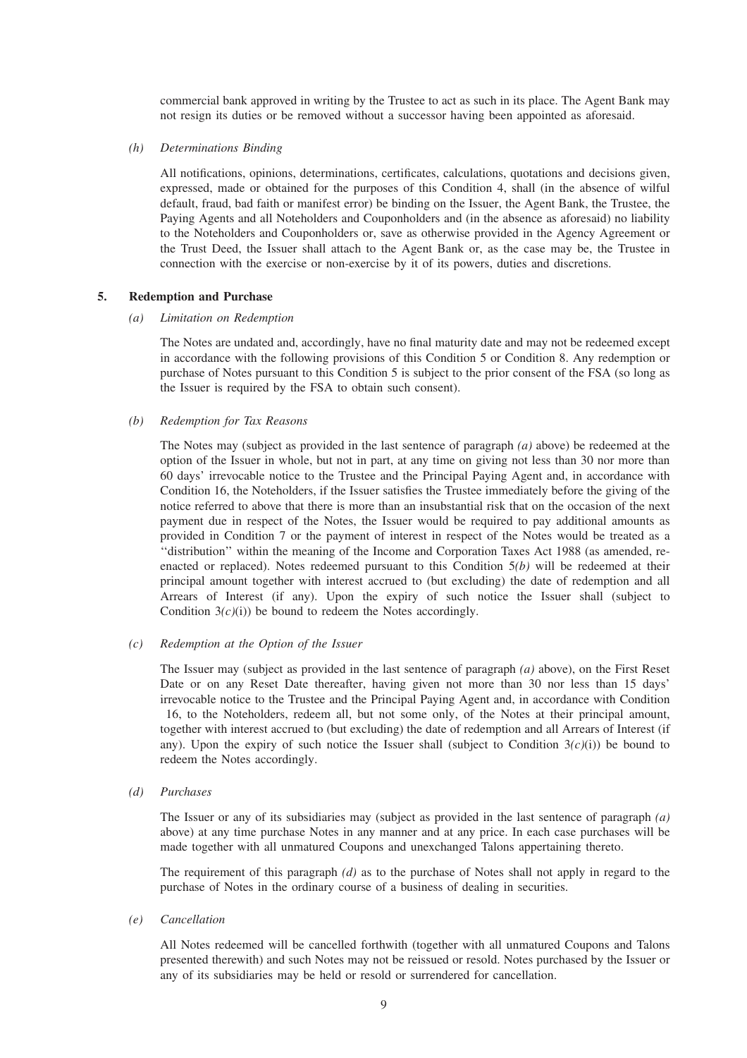commercial bank approved in writing by the Trustee to act as such in its place. The Agent Bank may not resign its duties or be removed without a successor having been appointed as aforesaid.

*(h) Determinations Binding*

All notifications, opinions, determinations, certificates, calculations, quotations and decisions given, expressed, made or obtained for the purposes of this Condition 4, shall (in the absence of wilful default, fraud, bad faith or manifest error) be binding on the Issuer, the Agent Bank, the Trustee, the Paying Agents and all Noteholders and Couponholders and (in the absence as aforesaid) no liability to the Noteholders and Couponholders or, save as otherwise provided in the Agency Agreement or the Trust Deed, the Issuer shall attach to the Agent Bank or, as the case may be, the Trustee in connection with the exercise or non-exercise by it of its powers, duties and discretions.

## 5. Redemption and Purchase

*(a) Limitation on Redemption*

The Notes are undated and, accordingly, have no final maturity date and may not be redeemed except in accordance with the following provisions of this Condition 5 or Condition 8. Any redemption or purchase of Notes pursuant to this Condition 5 is subject to the prior consent of the FSA (so long as the Issuer is required by the FSA to obtain such consent).

*(b) Redemption for Tax Reasons*

The Notes may (subject as provided in the last sentence of paragraph *(a)* above) be redeemed at the option of the Issuer in whole, but not in part, at any time on giving not less than 30 nor more than 60 days' irrevocable notice to the Trustee and the Principal Paying Agent and, in accordance with Condition 16, the Noteholders, if the Issuer satisfies the Trustee immediately before the giving of the notice referred to above that there is more than an insubstantial risk that on the occasion of the next payment due in respect of the Notes, the Issuer would be required to pay additional amounts as provided in Condition 7 or the payment of interest in respect of the Notes would be treated as a ''distribution'' within the meaning of the Income and Corporation Taxes Act 1988 (as amended, re-enacted or replaced). Notes redeemed pursuant to this Condition 5*(b)* will be redeemed at their principal amount together with interest accrued to (but excluding) the date of redemption and all Arrears of Interest (if any). Upon the expiry of such notice the Issuer shall (subject to Condition 3*(c)*(i)) be bound to redeem the Notes accordingly.

*(c) Redemption at the Option of the Issuer*

The Issuer may (subject as provided in the last sentence of paragraph *(a)* above), on the First Reset Date or on any Reset Date thereafter, having given not more than 30 nor less than 15 days' irrevocable notice to the Trustee and the Principal Paying Agent and, in accordance with Condition 16, to the Noteholders, redeem all, but not some only, of the Notes at their principal amount, together with interest accrued to (but excluding) the date of redemption and all Arrears of Interest (if any). Upon the expiry of such notice the Issuer shall (subject to Condition 3*(c)*(i)) be bound to redeem the Notes accordingly.

*(d) Purchases*

The Issuer or any of its subsidiaries may (subject as provided in the last sentence of paragraph *(a)* above) at any time purchase Notes in any manner and at any price. In each case purchases will be made together with all unmatured Coupons and unexchanged Talons appertaining thereto.

The requirement of this paragraph *(d)* as to the purchase of Notes shall not apply in regard to the purchase of Notes in the ordinary course of a business of dealing in securities.

*(e) Cancellation*

All Notes redeemed will be cancelled forthwith (together with all unmatured Coupons and Talons presented therewith) and such Notes may not be reissued or resold. Notes purchased by the Issuer or any of its subsidiaries may be held or resold or surrendered for cancellation.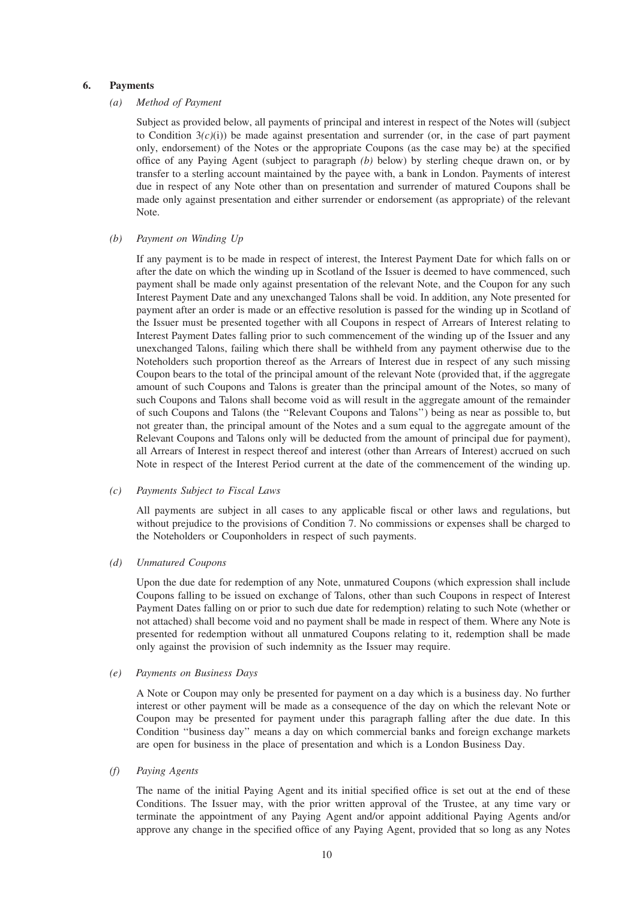## 6. Payments

### *(a) Method of Payment*

Subject as provided below, all payments of principal and interest in respect of the Notes will (subject to Condition 3*(c)*(i)) be made against presentation and surrender (or, in the case of part payment only, endorsement) of the Notes or the appropriate Coupons (as the case may be) at the specified office of any Paying Agent (subject to paragraph *(b)* below) by sterling cheque drawn on, or by transfer to a sterling account maintained by the payee with, a bank in London. Payments of interest due in respect of any Note other than on presentation and surrender of matured Coupons shall be made only against presentation and either surrender or endorsement (as appropriate) of the relevant Note.

### *(b) Payment on Winding Up*

If any payment is to be made in respect of interest, the Interest Payment Date for which falls on or after the date on which the winding up in Scotland of the Issuer is deemed to have commenced, such payment shall be made only against presentation of the relevant Note, and the Coupon for any such Interest Payment Date and any unexchanged Talons shall be void. In addition, any Note presented for payment after an order is made or an effective resolution is passed for the winding up in Scotland of the Issuer must be presented together with all Coupons in respect of Arrears of Interest relating to Interest Payment Dates falling prior to such commencement of the winding up of the Issuer and any unexchanged Talons, failing which there shall be withheld from any payment otherwise due to the Noteholders such proportion thereof as the Arrears of Interest due in respect of any such missing Coupon bears to the total of the principal amount of the relevant Note (provided that, if the aggregate amount of such Coupons and Talons is greater than the principal amount of the Notes, so many of such Coupons and Talons shall become void as will result in the aggregate amount of the remainder of such Coupons and Talons (the ''Relevant Coupons and Talons'') being as near as possible to, but not greater than, the principal amount of the Notes and a sum equal to the aggregate amount of the Relevant Coupons and Talons only will be deducted from the amount of principal due for payment), all Arrears of Interest in respect thereof and interest (other than Arrears of Interest) accrued on such Note in respect of the Interest Period current at the date of the commencement of the winding up.

### *(c) Payments Subject to Fiscal Laws*

All payments are subject in all cases to any applicable fiscal or other laws and regulations, but without prejudice to the provisions of Condition 7. No commissions or expenses shall be charged to the Noteholders or Couponholders in respect of such payments.

### *(d) Unmatured Coupons*

Upon the due date for redemption of any Note, unmatured Coupons (which expression shall include Coupons falling to be issued on exchange of Talons, other than such Coupons in respect of Interest Payment Dates falling on or prior to such due date for redemption) relating to such Note (whether or not attached) shall become void and no payment shall be made in respect of them. Where any Note is presented for redemption without all unmatured Coupons relating to it, redemption shall be made only against the provision of such indemnity as the Issuer may require.

### *(e) Payments on Business Days*

A Note or Coupon may only be presented for payment on a day which is a business day. No further interest or other payment will be made as a consequence of the day on which the relevant Note or Coupon may be presented for payment under this paragraph falling after the due date. In this Condition ''business day'' means a day on which commercial banks and foreign exchange markets are open for business in the place of presentation and which is a London Business Day.

### *(f) Paying Agents*

The name of the initial Paying Agent and its initial specified office is set out at the end of these Conditions. The Issuer may, with the prior written approval of the Trustee, at any time vary or terminate the appointment of any Paying Agent and/or appoint additional Paying Agents and/or approve any change in the specified office of any Paying Agent, provided that so long as any Notes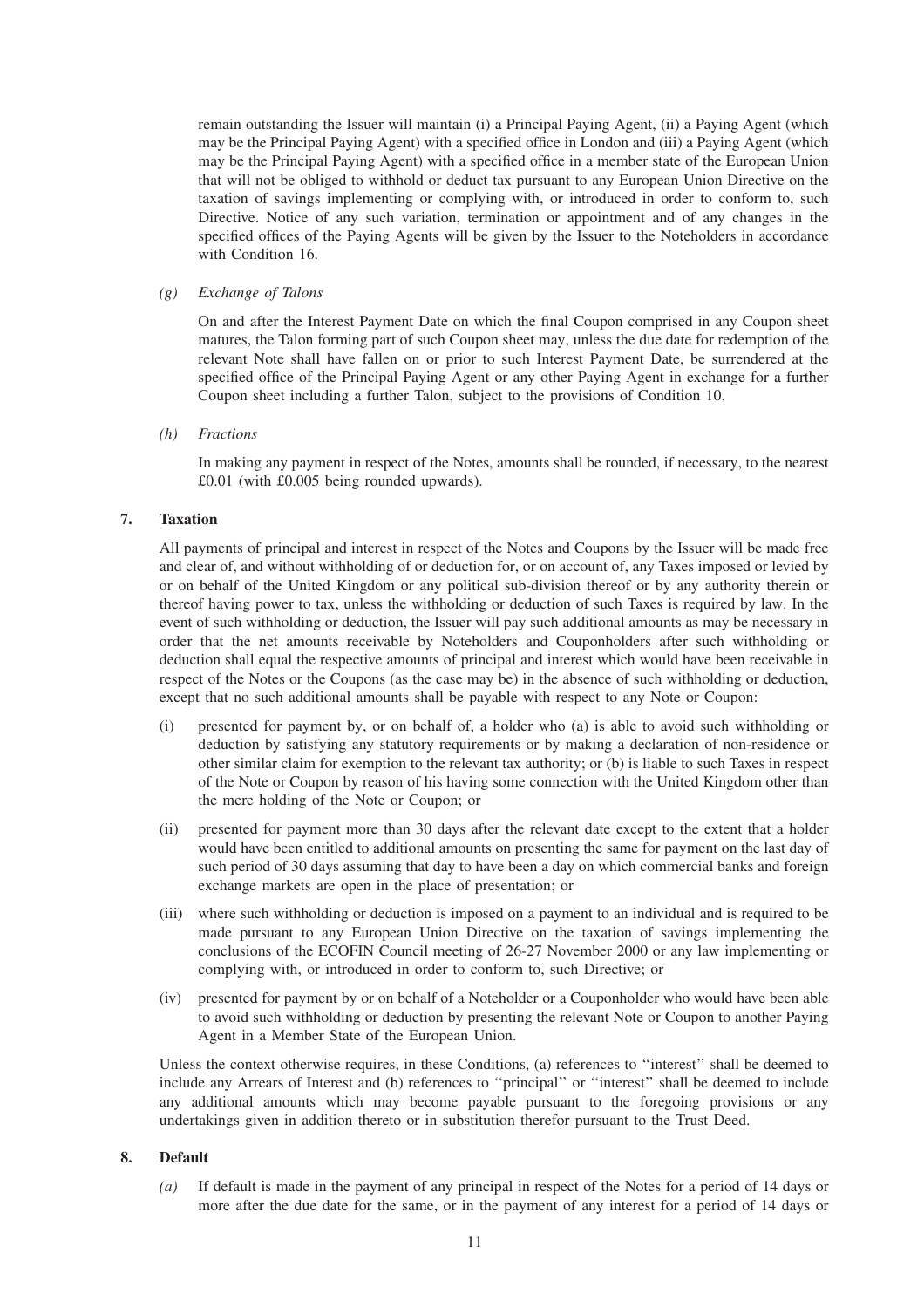remain outstanding the Issuer will maintain (i) a Principal Paying Agent, (ii) a Paying Agent (which may be the Principal Paying Agent) with a specified office in London and (iii) a Paying Agent (which may be the Principal Paying Agent) with a specified office in a member state of the European Union that will not be obliged to withhold or deduct tax pursuant to any European Union Directive on the taxation of savings implementing or complying with, or introduced in order to conform to, such Directive. Notice of any such variation, termination or appointment and of any changes in the specified offices of the Paying Agents will be given by the Issuer to the Noteholders in accordance with Condition 16.

*(g) Exchange of Talons*

On and after the Interest Payment Date on which the final Coupon comprised in any Coupon sheet matures, the Talon forming part of such Coupon sheet may, unless the due date for redemption of the relevant Note shall have fallen on or prior to such Interest Payment Date, be surrendered at the specified office of the Principal Paying Agent or any other Paying Agent in exchange for a further Coupon sheet including a further Talon, subject to the provisions of Condition 10.

*(h) Fractions*

In making any payment in respect of the Notes, amounts shall be rounded, if necessary, to the nearest £0.01 (with £0.005 being rounded upwards).

**7. Taxation**

All payments of principal and interest in respect of the Notes and Coupons by the Issuer will be made free and clear of, and without withholding of or deduction for, or on account of, any Taxes imposed or levied by or on behalf of the United Kingdom or any political sub-division thereof or by any authority therein or thereof having power to tax, unless the withholding or deduction of such Taxes is required by law. In the event of such withholding or deduction, the Issuer will pay such additional amounts as may be necessary in order that the net amounts receivable by Noteholders and Couponholders after such withholding or deduction shall equal the respective amounts of principal and interest which would have been receivable in respect of the Notes or the Coupons (as the case may be) in the absence of such withholding or deduction, except that no such additional amounts shall be payable with respect to any Note or Coupon:

(i) presented for payment by, or on behalf of, a holder who (a) is able to avoid such withholding or deduction by satisfying any statutory requirements or by making a declaration of non-residence or other similar claim for exemption to the relevant tax authority; or (b) is liable to such Taxes in respect of the Note or Coupon by reason of his having some connection with the United Kingdom other than the mere holding of the Note or Coupon; or

(ii) presented for payment more than 30 days after the relevant date except to the extent that a holder would have been entitled to additional amounts on presenting the same for payment on the last day of such period of 30 days assuming that day to have been a day on which commercial banks and foreign exchange markets are open in the place of presentation; or

(iii) where such withholding or deduction is imposed on a payment to an individual and is required to be made pursuant to any European Union Directive on the taxation of savings implementing the conclusions of the ECOFIN Council meeting of 26-27 November 2000 or any law implementing or complying with, or introduced in order to conform to, such Directive; or

(iv) presented for payment by or on behalf of a Noteholder or a Couponholder who would have been able to avoid such withholding or deduction by presenting the relevant Note or Coupon to another Paying Agent in a Member State of the European Union.

Unless the context otherwise requires, in these Conditions, (a) references to ''interest'' shall be deemed to include any Arrears of Interest and (b) references to ''principal'' or ''interest'' shall be deemed to include any additional amounts which may become payable pursuant to the foregoing provisions or any undertakings given in addition thereto or in substitution therefor pursuant to the Trust Deed.

**8. Default**

*(a)* If default is made in the payment of any principal in respect of the Notes for a period of 14 days or more after the due date for the same, or in the payment of any interest for a period of 14 days or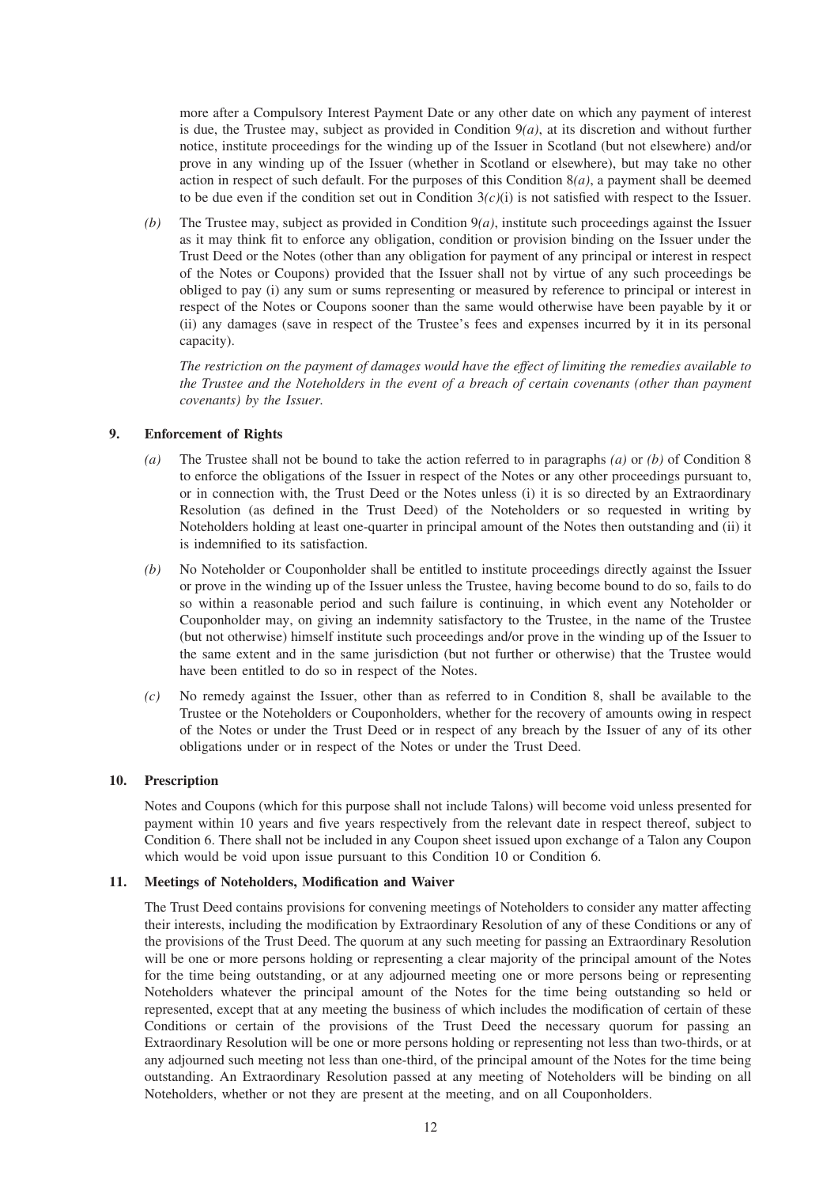more after a Compulsory Interest Payment Date or any other date on which any payment of interest is due, the Trustee may, subject as provided in Condition 9*(a)*, at its discretion and without further notice, institute proceedings for the winding up of the Issuer in Scotland (but not elsewhere) and/or prove in any winding up of the Issuer (whether in Scotland or elsewhere), but may take no other action in respect of such default. For the purposes of this Condition 8*(a)*, a payment shall be deemed to be due even if the condition set out in Condition 3*(c)*(i) is not satisfied with respect to the Issuer.

*(b)* The Trustee may, subject as provided in Condition 9*(a)*, institute such proceedings against the Issuer as it may think fit to enforce any obligation, condition or provision binding on the Issuer under the Trust Deed or the Notes (other than any obligation for payment of any principal or interest in respect of the Notes or Coupons) provided that the Issuer shall not by virtue of any such proceedings be obliged to pay (i) any sum or sums representing or measured by reference to principal or interest in respect of the Notes or Coupons sooner than the same would otherwise have been payable by it or (ii) any damages (save in respect of the Trustee's fees and expenses incurred by it in its personal capacity).

*The restriction on the payment of damages would have the effect of limiting the remedies available to the Trustee and the Noteholders in the event of a breach of certain covenants (other than payment covenants) by the Issuer.*

## 9. Enforcement of Rights

*(a)* The Trustee shall not be bound to take the action referred to in paragraphs *(a)* or *(b)* of Condition 8 to enforce the obligations of the Issuer in respect of the Notes or any other proceedings pursuant to, or in connection with, the Trust Deed or the Notes unless (i) it is so directed by an Extraordinary Resolution (as defined in the Trust Deed) of the Noteholders or so requested in writing by Noteholders holding at least one-quarter in principal amount of the Notes then outstanding and (ii) it is indemnified to its satisfaction.

*(b)* No Noteholder or Couponholder shall be entitled to institute proceedings directly against the Issuer or prove in the winding up of the Issuer unless the Trustee, having become bound to do so, fails to do so within a reasonable period and such failure is continuing, in which event any Noteholder or Couponholder may, on giving an indemnity satisfactory to the Trustee, in the name of the Trustee (but not otherwise) himself institute such proceedings and/or prove in the winding up of the Issuer to the same extent and in the same jurisdiction (but not further or otherwise) that the Trustee would have been entitled to do so in respect of the Notes.

*(c)* No remedy against the Issuer, other than as referred to in Condition 8, shall be available to the Trustee or the Noteholders or Couponholders, whether for the recovery of amounts owing in respect of the Notes or under the Trust Deed or in respect of any breach by the Issuer of any of its other obligations under or in respect of the Notes or under the Trust Deed.

## 10. Prescription

Notes and Coupons (which for this purpose shall not include Talons) will become void unless presented for payment within 10 years and five years respectively from the relevant date in respect thereof, subject to Condition 6. There shall not be included in any Coupon sheet issued upon exchange of a Talon any Coupon which would be void upon issue pursuant to this Condition 10 or Condition 6.

## 11. Meetings of Noteholders, Modification and Waiver

The Trust Deed contains provisions for convening meetings of Noteholders to consider any matter affecting their interests, including the modification by Extraordinary Resolution of any of these Conditions or any of the provisions of the Trust Deed. The quorum at any such meeting for passing an Extraordinary Resolution will be one or more persons holding or representing a clear majority of the principal amount of the Notes for the time being outstanding, or at any adjourned meeting one or more persons being or representing Noteholders whatever the principal amount of the Notes for the time being outstanding so held or represented, except that at any meeting the business of which includes the modification of certain of these Conditions or certain of the provisions of the Trust Deed the necessary quorum for passing an Extraordinary Resolution will be one or more persons holding or representing not less than two-thirds, or at any adjourned such meeting not less than one-third, of the principal amount of the Notes for the time being outstanding. An Extraordinary Resolution passed at any meeting of Noteholders will be binding on all Noteholders, whether or not they are present at the meeting, and on all Couponholders.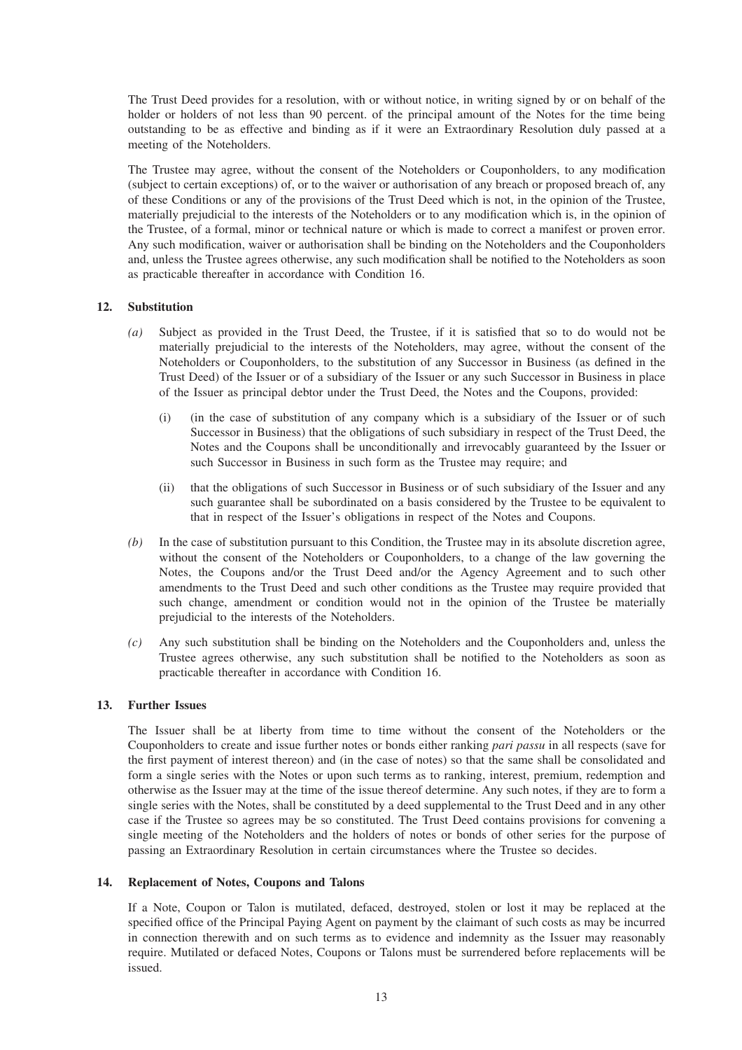The Trust Deed provides for a resolution, with or without notice, in writing signed by or on behalf of the holder or holders of not less than 90 percent. of the principal amount of the Notes for the time being outstanding to be as effective and binding as if it were an Extraordinary Resolution duly passed at a meeting of the Noteholders.

The Trustee may agree, without the consent of the Noteholders or Couponholders, to any modification (subject to certain exceptions) of, or to the waiver or authorisation of any breach or proposed breach of, any of these Conditions or any of the provisions of the Trust Deed which is not, in the opinion of the Trustee, materially prejudicial to the interests of the Noteholders or to any modification which is, in the opinion of the Trustee, of a formal, minor or technical nature or which is made to correct a manifest or proven error. Any such modification, waiver or authorisation shall be binding on the Noteholders and the Couponholders and, unless the Trustee agrees otherwise, any such modification shall be notified to the Noteholders as soon as practicable thereafter in accordance with Condition 16.

## 12. Substitution

*(a)* Subject as provided in the Trust Deed, the Trustee, if it is satisfied that so to do would not be materially prejudicial to the interests of the Noteholders, may agree, without the consent of the Noteholders or Couponholders, to the substitution of any Successor in Business (as defined in the Trust Deed) of the Issuer or of a subsidiary of the Issuer or any such Successor in Business in place of the Issuer as principal debtor under the Trust Deed, the Notes and the Coupons, provided:

(i) (in the case of substitution of any company which is a subsidiary of the Issuer or of such Successor in Business) that the obligations of such subsidiary in respect of the Trust Deed, the Notes and the Coupons shall be unconditionally and irrevocably guaranteed by the Issuer or such Successor in Business in such form as the Trustee may require; and

(ii) that the obligations of such Successor in Business or of such subsidiary of the Issuer and any such guarantee shall be subordinated on a basis considered by the Trustee to be equivalent to that in respect of the Issuer's obligations in respect of the Notes and Coupons.

*(b)* In the case of substitution pursuant to this Condition, the Trustee may in its absolute discretion agree, without the consent of the Noteholders or Couponholders, to a change of the law governing the Notes, the Coupons and/or the Trust Deed and/or the Agency Agreement and to such other amendments to the Trust Deed and such other conditions as the Trustee may require provided that such change, amendment or condition would not in the opinion of the Trustee be materially prejudicial to the interests of the Noteholders.

*(c)* Any such substitution shall be binding on the Noteholders and the Couponholders and, unless the Trustee agrees otherwise, any such substitution shall be notified to the Noteholders as soon as practicable thereafter in accordance with Condition 16.

## 13. Further Issues

The Issuer shall be at liberty from time to time without the consent of the Noteholders or the Couponholders to create and issue further notes or bonds either ranking *pari passu* in all respects (save for the first payment of interest thereon) and (in the case of notes) so that the same shall be consolidated and form a single series with the Notes or upon such terms as to ranking, interest, premium, redemption and otherwise as the Issuer may at the time of the issue thereof determine. Any such notes, if they are to form a single series with the Notes, shall be constituted by a deed supplemental to the Trust Deed and in any other case if the Trustee so agrees may be so constituted. The Trust Deed contains provisions for convening a single meeting of the Noteholders and the holders of notes or bonds of other series for the purpose of passing an Extraordinary Resolution in certain circumstances where the Trustee so decides.

## 14. Replacement of Notes, Coupons and Talons

If a Note, Coupon or Talon is mutilated, defaced, destroyed, stolen or lost it may be replaced at the specified office of the Principal Paying Agent on payment by the claimant of such costs as may be incurred in connection therewith and on such terms as to evidence and indemnity as the Issuer may reasonably require. Mutilated or defaced Notes, Coupons or Talons must be surrendered before replacements will be issued.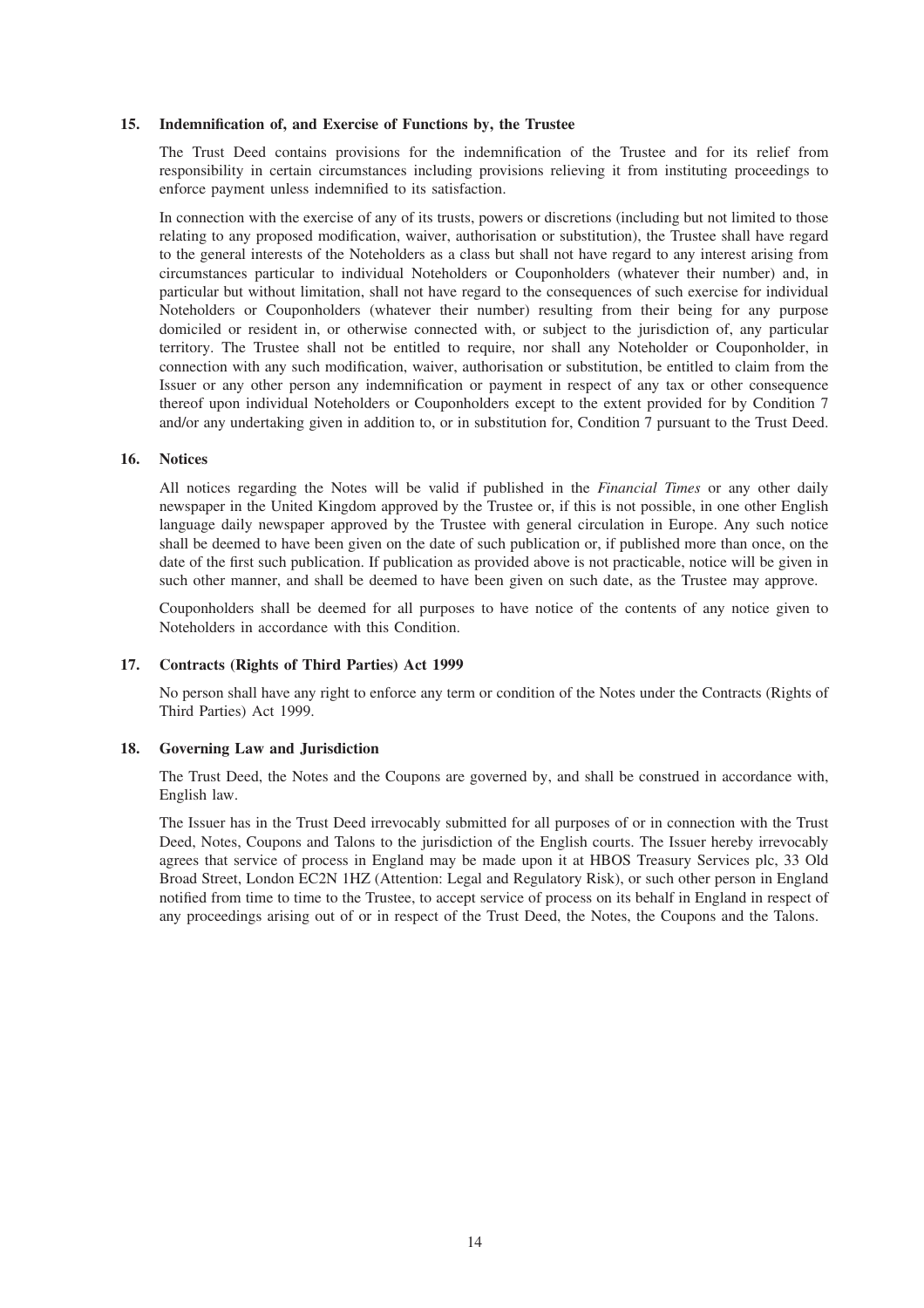### 15. Indemnification of, and Exercise of Functions by, the Trustee

The Trust Deed contains provisions for the indemnification of the Trustee and for its relief from responsibility in certain circumstances including provisions relieving it from instituting proceedings to enforce payment unless indemnified to its satisfaction.

In connection with the exercise of any of its trusts, powers or discretions (including but not limited to those relating to any proposed modification, waiver, authorisation or substitution), the Trustee shall have regard to the general interests of the Noteholders as a class but shall not have regard to any interest arising from circumstances particular to individual Noteholders or Couponholders (whatever their number) and, in particular but without limitation, shall not have regard to the consequences of such exercise for individual Noteholders or Couponholders (whatever their number) resulting from their being for any purpose domiciled or resident in, or otherwise connected with, or subject to the jurisdiction of, any particular territory. The Trustee shall not be entitled to require, nor shall any Noteholder or Couponholder, in connection with any such modification, waiver, authorisation or substitution, be entitled to claim from the Issuer or any other person any indemnification or payment in respect of any tax or other consequence thereof upon individual Noteholders or Couponholders except to the extent provided for by Condition 7 and/or any undertaking given in addition to, or in substitution for, Condition 7 pursuant to the Trust Deed.

### 16. Notices

All notices regarding the Notes will be valid if published in the *Financial Times* or any other daily newspaper in the United Kingdom approved by the Trustee or, if this is not possible, in one other English language daily newspaper approved by the Trustee with general circulation in Europe. Any such notice shall be deemed to have been given on the date of such publication or, if published more than once, on the date of the first such publication. If publication as provided above is not practicable, notice will be given in such other manner, and shall be deemed to have been given on such date, as the Trustee may approve.

Couponholders shall be deemed for all purposes to have notice of the contents of any notice given to Noteholders in accordance with this Condition.

### 17. Contracts (Rights of Third Parties) Act 1999

No person shall have any right to enforce any term or condition of the Notes under the Contracts (Rights of Third Parties) Act 1999.

### 18. Governing Law and Jurisdiction

The Trust Deed, the Notes and the Coupons are governed by, and shall be construed in accordance with, English law.

The Issuer has in the Trust Deed irrevocably submitted for all purposes of or in connection with the Trust Deed, Notes, Coupons and Talons to the jurisdiction of the English courts. The Issuer hereby irrevocably agrees that service of process in England may be made upon it at HBOS Treasury Services plc, 33 Old Broad Street, London EC2N 1HZ (Attention: Legal and Regulatory Risk), or such other person in England notified from time to time to the Trustee, to accept service of process on its behalf in England in respect of any proceedings arising out of or in respect of the Trust Deed, the Notes, the Coupons and the Talons.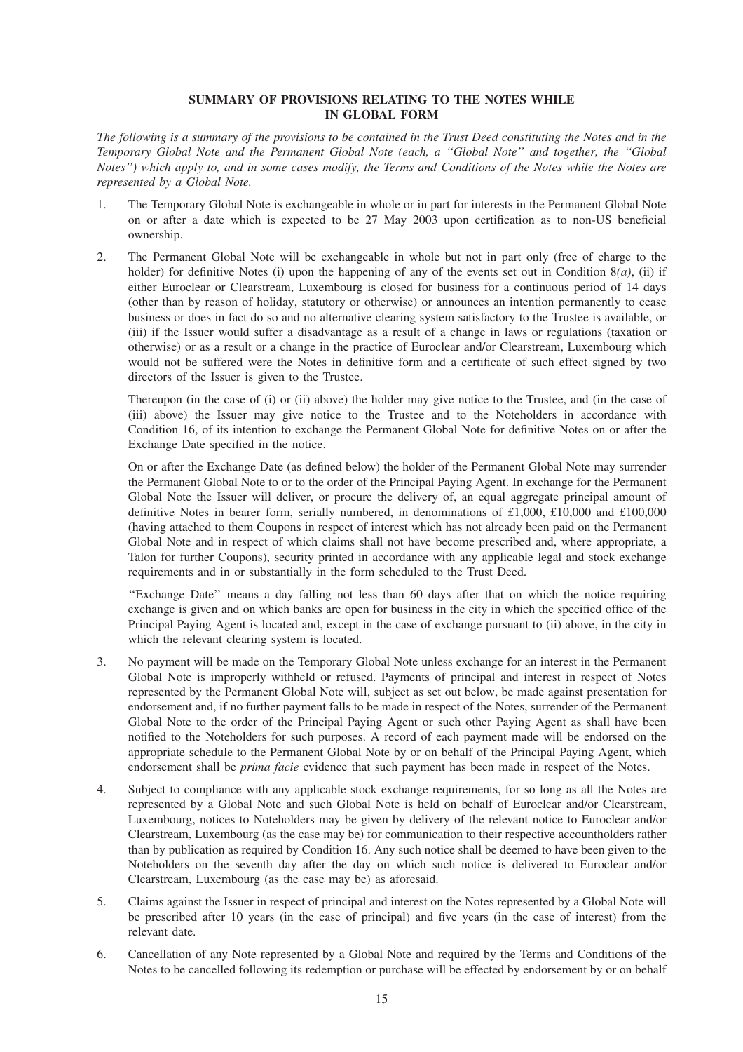## SUMMARY OF PROVISIONS RELATING TO THE NOTES WHILE IN GLOBAL FORM

*The following is a summary of the provisions to be contained in the Trust Deed constituting the Notes and in the Temporary Global Note and the Permanent Global Note (each, a "Global Note" and together, the "Global Notes") which apply to, and in some cases modify, the Terms and Conditions of the Notes while the Notes are represented by a Global Note.*

1. The Temporary Global Note is exchangeable in whole or in part for interests in the Permanent Global Note on or after a date which is expected to be 27 May 2003 upon certification as to non-US beneficial ownership.

2. The Permanent Global Note will be exchangeable in whole but not in part only (free of charge to the holder) for definitive Notes (i) upon the happening of any of the events set out in Condition 8*(a)*, (ii) if either Euroclear or Clearstream, Luxembourg is closed for business for a continuous period of 14 days (other than by reason of holiday, statutory or otherwise) or announces an intention permanently to cease business or does in fact do so and no alternative clearing system satisfactory to the Trustee is available, or (iii) if the Issuer would suffer a disadvantage as a result of a change in laws or regulations (taxation or otherwise) or as a result or a change in the practice of Euroclear and/or Clearstream, Luxembourg which would not be suffered were the Notes in definitive form and a certificate of such effect signed by two directors of the Issuer is given to the Trustee.

   Thereupon (in the case of (i) or (ii) above) the holder may give notice to the Trustee, and (in the case of (iii) above) the Issuer may give notice to the Trustee and to the Noteholders in accordance with Condition 16, of its intention to exchange the Permanent Global Note for definitive Notes on or after the Exchange Date specified in the notice.

   On or after the Exchange Date (as defined below) the holder of the Permanent Global Note may surrender the Permanent Global Note to or to the order of the Principal Paying Agent. In exchange for the Permanent Global Note the Issuer will deliver, or procure the delivery of, an equal aggregate principal amount of definitive Notes in bearer form, serially numbered, in denominations of £1,000, £10,000 and £100,000 (having attached to them Coupons in respect of interest which has not already been paid on the Permanent Global Note and in respect of which claims shall not have become prescribed and, where appropriate, a Talon for further Coupons), security printed in accordance with any applicable legal and stock exchange requirements and in or substantially in the form scheduled to the Trust Deed.

   "Exchange Date" means a day falling not less than 60 days after that on which the notice requiring exchange is given and on which banks are open for business in the city in which the specified office of the Principal Paying Agent is located and, except in the case of exchange pursuant to (ii) above, in the city in which the relevant clearing system is located.

3. No payment will be made on the Temporary Global Note unless exchange for an interest in the Permanent Global Note is improperly withheld or refused. Payments of principal and interest in respect of Notes represented by the Permanent Global Note will, subject as set out below, be made against presentation for endorsement and, if no further payment falls to be made in respect of the Notes, surrender of the Permanent Global Note to the order of the Principal Paying Agent or such other Paying Agent as shall have been notified to the Noteholders for such purposes. A record of each payment made will be endorsed on the appropriate schedule to the Permanent Global Note by or on behalf of the Principal Paying Agent, which endorsement shall be *prima facie* evidence that such payment has been made in respect of the Notes.

4. Subject to compliance with any applicable stock exchange requirements, for so long as all the Notes are represented by a Global Note and such Global Note is held on behalf of Euroclear and/or Clearstream, Luxembourg, notices to Noteholders may be given by delivery of the relevant notice to Euroclear and/or Clearstream, Luxembourg (as the case may be) for communication to their respective accountholders rather than by publication as required by Condition 16. Any such notice shall be deemed to have been given to the Noteholders on the seventh day after the day on which such notice is delivered to Euroclear and/or Clearstream, Luxembourg (as the case may be) as aforesaid.

5. Claims against the Issuer in respect of principal and interest on the Notes represented by a Global Note will be prescribed after 10 years (in the case of principal) and five years (in the case of interest) from the relevant date.

6. Cancellation of any Note represented by a Global Note and required by the Terms and Conditions of the Notes to be cancelled following its redemption or purchase will be effected by endorsement by or on behalf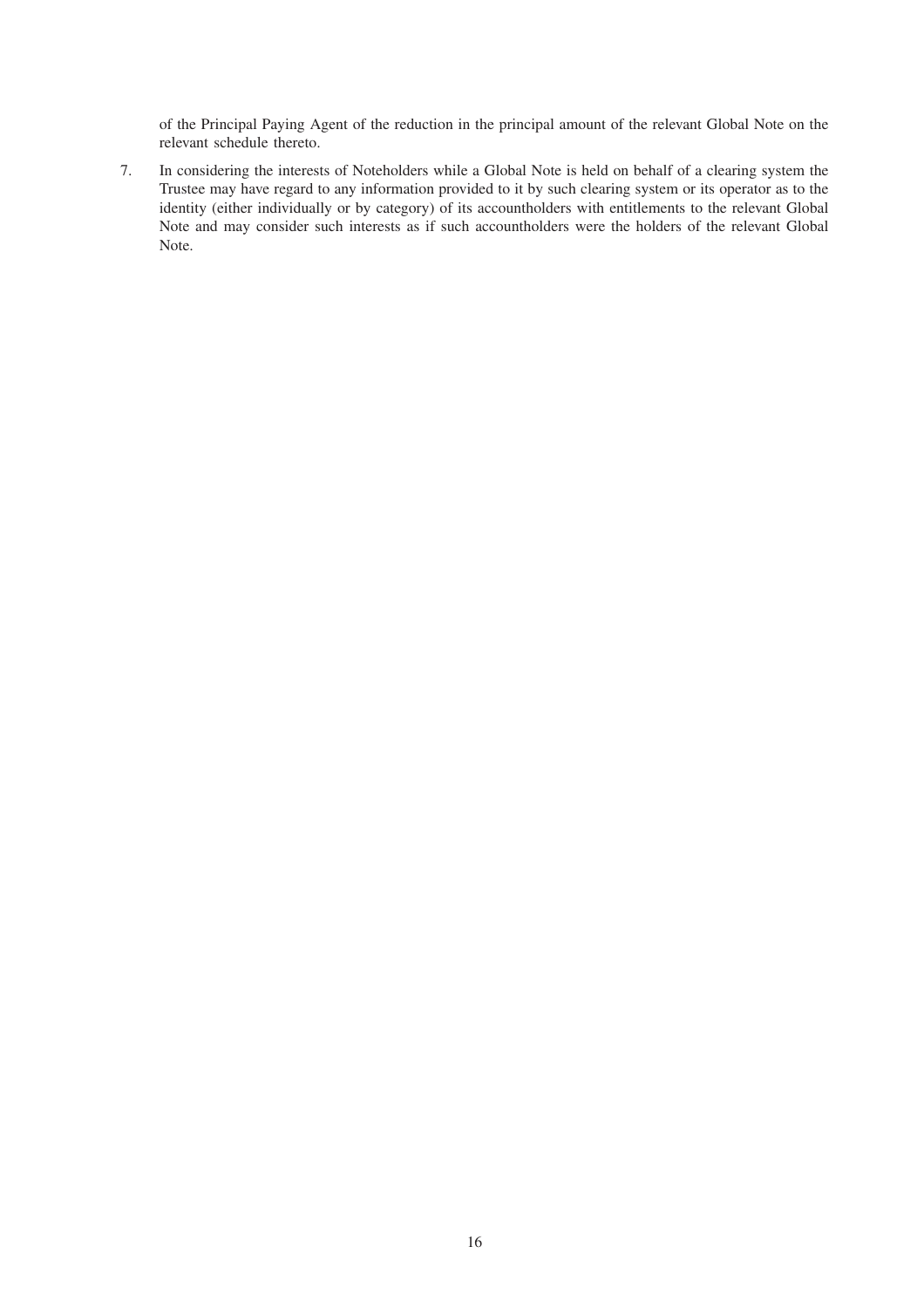of the Principal Paying Agent of the reduction in the principal amount of the relevant Global Note on the relevant schedule thereto.

7. In considering the interests of Noteholders while a Global Note is held on behalf of a clearing system the Trustee may have regard to any information provided to it by such clearing system or its operator as to the identity (either individually or by category) of its accountholders with entitlements to the relevant Global Note and may consider such interests as if such accountholders were the holders of the relevant Global Note.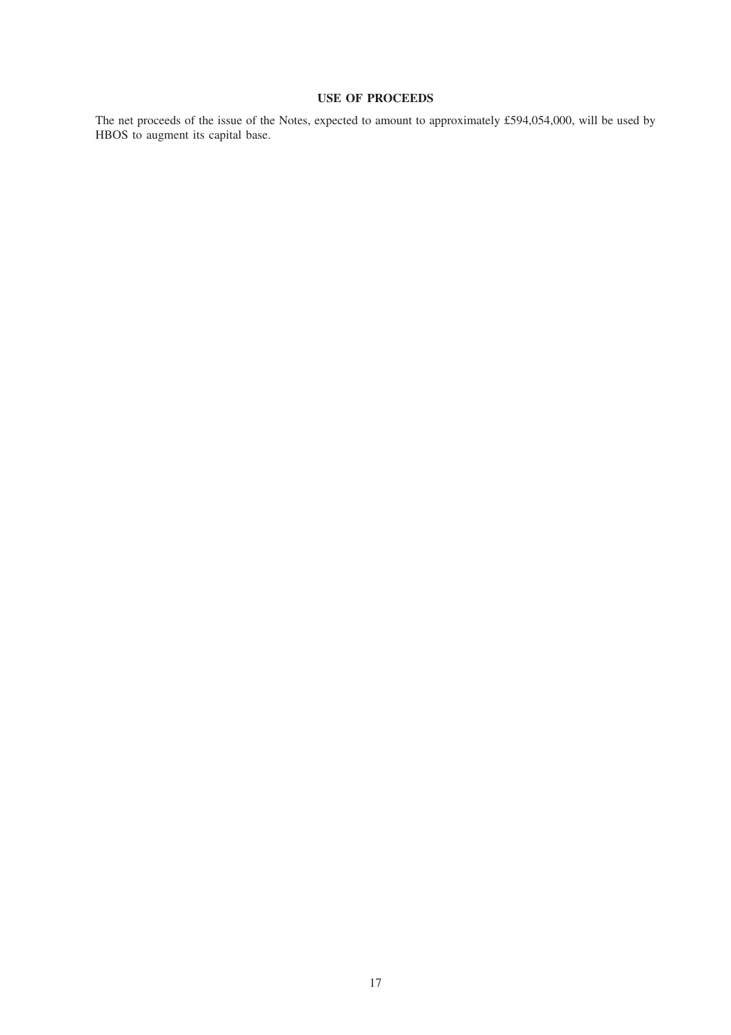## USE OF PROCEEDS

The net proceeds of the issue of the Notes, expected to amount to approximately £594,054,000, will be used by HBOS to augment its capital base.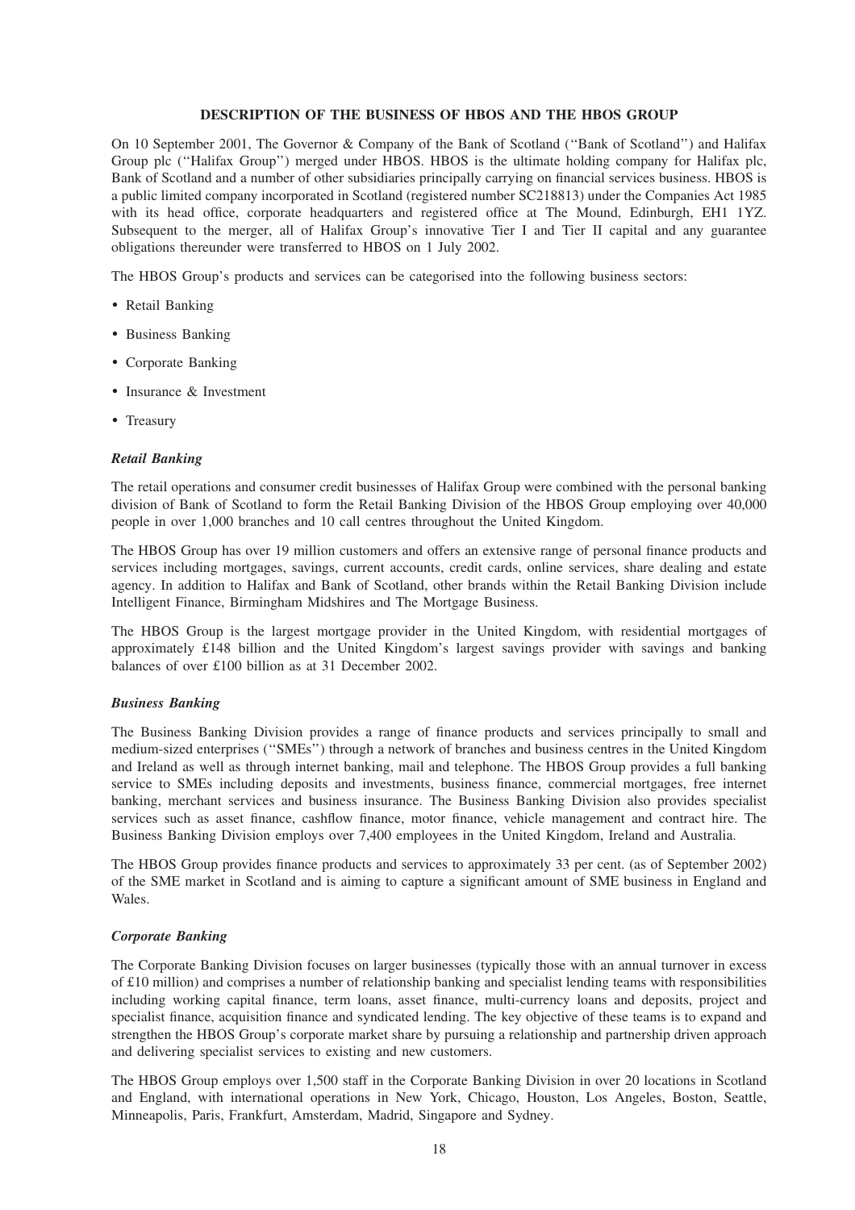## DESCRIPTION OF THE BUSINESS OF HBOS AND THE HBOS GROUP

On 10 September 2001, The Governor & Company of the Bank of Scotland (''Bank of Scotland'') and Halifax Group plc (''Halifax Group'') merged under HBOS. HBOS is the ultimate holding company for Halifax plc, Bank of Scotland and a number of other subsidiaries principally carrying on financial services business. HBOS is a public limited company incorporated in Scotland (registered number SC218813) under the Companies Act 1985 with its head office, corporate headquarters and registered office at The Mound, Edinburgh, EH1 1YZ. Subsequent to the merger, all of Halifax Group's innovative Tier I and Tier II capital and any guarantee obligations thereunder were transferred to HBOS on 1 July 2002.

The HBOS Group's products and services can be categorised into the following business sectors:

- Retail Banking
- Business Banking
- Corporate Banking
- Insurance & Investment
- Treasury

### *Retail Banking*

The retail operations and consumer credit businesses of Halifax Group were combined with the personal banking division of Bank of Scotland to form the Retail Banking Division of the HBOS Group employing over 40,000 people in over 1,000 branches and 10 call centres throughout the United Kingdom.

The HBOS Group has over 19 million customers and offers an extensive range of personal finance products and services including mortgages, savings, current accounts, credit cards, online services, share dealing and estate agency. In addition to Halifax and Bank of Scotland, other brands within the Retail Banking Division include Intelligent Finance, Birmingham Midshires and The Mortgage Business.

The HBOS Group is the largest mortgage provider in the United Kingdom, with residential mortgages of approximately £148 billion and the United Kingdom's largest savings provider with savings and banking balances of over £100 billion as at 31 December 2002.

### *Business Banking*

The Business Banking Division provides a range of finance products and services principally to small and medium-sized enterprises (''SMEs'') through a network of branches and business centres in the United Kingdom and Ireland as well as through internet banking, mail and telephone. The HBOS Group provides a full banking service to SMEs including deposits and investments, business finance, commercial mortgages, free internet banking, merchant services and business insurance. The Business Banking Division also provides specialist services such as asset finance, cashflow finance, motor finance, vehicle management and contract hire. The Business Banking Division employs over 7,400 employees in the United Kingdom, Ireland and Australia.

The HBOS Group provides finance products and services to approximately 33 per cent. (as of September 2002) of the SME market in Scotland and is aiming to capture a significant amount of SME business in England and Wales.

### *Corporate Banking*

The Corporate Banking Division focuses on larger businesses (typically those with an annual turnover in excess of £10 million) and comprises a number of relationship banking and specialist lending teams with responsibilities including working capital finance, term loans, asset finance, multi-currency loans and deposits, project and specialist finance, acquisition finance and syndicated lending. The key objective of these teams is to expand and strengthen the HBOS Group's corporate market share by pursuing a relationship and partnership driven approach and delivering specialist services to existing and new customers.

The HBOS Group employs over 1,500 staff in the Corporate Banking Division in over 20 locations in Scotland and England, with international operations in New York, Chicago, Houston, Los Angeles, Boston, Seattle, Minneapolis, Paris, Frankfurt, Amsterdam, Madrid, Singapore and Sydney.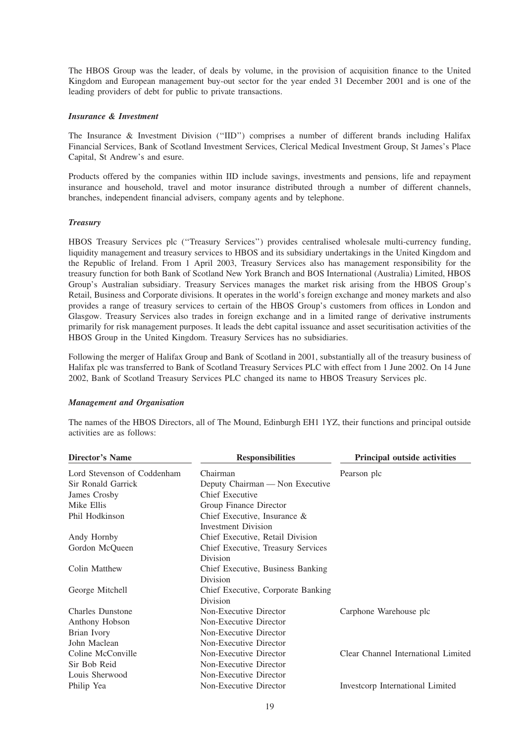The HBOS Group was the leader, of deals by volume, in the provision of acquisition finance to the United Kingdom and European management buy-out sector for the year ended 31 December 2001 and is one of the leading providers of debt for public to private transactions.

### *Insurance & Investment*

The Insurance & Investment Division (''IID'') comprises a number of different brands including Halifax Financial Services, Bank of Scotland Investment Services, Clerical Medical Investment Group, St James's Place Capital, St Andrew's and esure.

Products offered by the companies within IID include savings, investments and pensions, life and repayment insurance and household, travel and motor insurance distributed through a number of different channels, branches, independent financial advisers, company agents and by telephone.

### *Treasury*

HBOS Treasury Services plc (''Treasury Services'') provides centralised wholesale multi-currency funding, liquidity management and treasury services to HBOS and its subsidiary undertakings in the United Kingdom and the Republic of Ireland. From 1 April 2003, Treasury Services also has management responsibility for the treasury function for both Bank of Scotland New York Branch and BOS International (Australia) Limited, HBOS Group's Australian subsidiary. Treasury Services manages the market risk arising from the HBOS Group's Retail, Business and Corporate divisions. It operates in the world's foreign exchange and money markets and also provides a range of treasury services to certain of the HBOS Group's customers from offices in London and Glasgow. Treasury Services also trades in foreign exchange and in a limited range of derivative instruments primarily for risk management purposes. It leads the debt capital issuance and asset securitisation activities of the HBOS Group in the United Kingdom. Treasury Services has no subsidiaries.

Following the merger of Halifax Group and Bank of Scotland in 2001, substantially all of the treasury business of Halifax plc was transferred to Bank of Scotland Treasury Services PLC with effect from 1 June 2002. On 14 June 2002, Bank of Scotland Treasury Services PLC changed its name to HBOS Treasury Services plc.

### *Management and Organisation*

The names of the HBOS Directors, all of The Mound, Edinburgh EH1 1YZ, their functions and principal outside activities are as follows:

| Director's Name | Responsibilities | Principal outside activities |
|---|---|---|
| Lord Stevenson of Coddenham | Chairman | Pearson plc |
| Sir Ronald Garrick | Deputy Chairman — Non Executive | |
| James Crosby | Chief Executive | |
| Mike Ellis | Group Finance Director | |
| Phil Hodkinson | Chief Executive, Insurance & Investment Division | |
| Andy Hornby | Chief Executive, Retail Division | |
| Gordon McQueen | Chief Executive, Treasury Services Division | |
| Colin Matthew | Chief Executive, Business Banking Division | |
| George Mitchell | Chief Executive, Corporate Banking Division | |
| Charles Dunstone | Non-Executive Director | Carphone Warehouse plc |
| Anthony Hobson | Non-Executive Director | |
| Brian Ivory | Non-Executive Director | |
| John Maclean | Non-Executive Director | |
| Coline McConville | Non-Executive Director | Clear Channel International Limited |
| Sir Bob Reid | Non-Executive Director | |
| Louis Sherwood | Non-Executive Director | |
| Philip Yea | Non-Executive Director | Investcorp International Limited |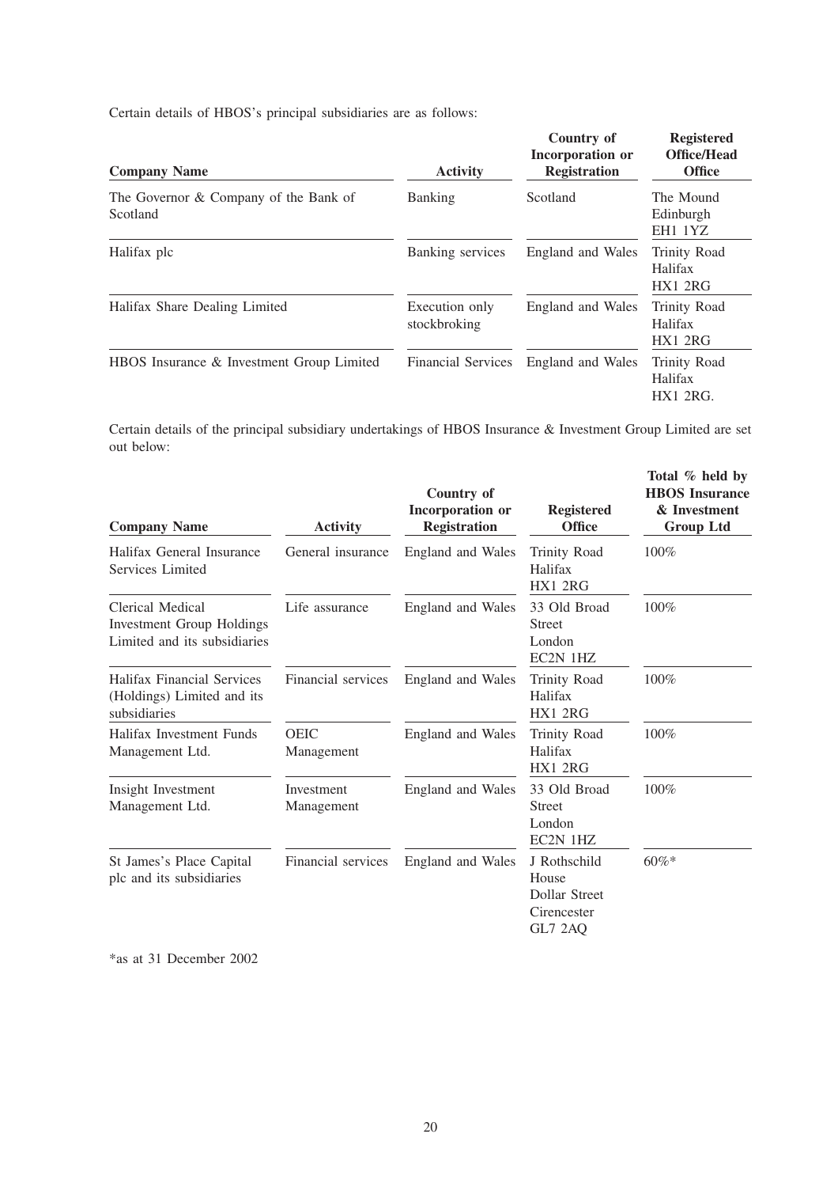Certain details of HBOS's principal subsidiaries are as follows:

| Company Name | Activity | Country of Incorporation or Registration | Registered Office/Head Office |
|---|---|---|---|
| The Governor & Company of the Bank of Scotland | Banking | Scotland | The Mound Edinburgh EH1 1YZ |
| Halifax plc | Banking services | England and Wales | Trinity Road Halifax HX1 2RG |
| Halifax Share Dealing Limited | Execution only stockbroking | England and Wales | Trinity Road Halifax HX1 2RG |
| HBOS Insurance & Investment Group Limited | Financial Services | England and Wales | Trinity Road Halifax HX1 2RG. |

Certain details of the principal subsidiary undertakings of HBOS Insurance & Investment Group Limited are set out below:

| Company Name | Activity | Country of Incorporation or Registration | Registered Office | Total % held by HBOS Insurance & Investment Group Ltd |
|---|---|---|---|---|
| Halifax General Insurance Services Limited | General insurance | England and Wales | Trinity Road Halifax HX1 2RG | 100% |
| Clerical Medical Investment Group Holdings Limited and its subsidiaries | Life assurance | England and Wales | 33 Old Broad Street London EC2N 1HZ | 100% |
| Halifax Financial Services (Holdings) Limited and its subsidiaries | Financial services | England and Wales | Trinity Road Halifax HX1 2RG | 100% |
| Halifax Investment Funds Management Ltd. | OEIC Management | England and Wales | Trinity Road Halifax HX1 2RG | 100% |
| Insight Investment Management Ltd. | Investment Management | England and Wales | 33 Old Broad Street London EC2N 1HZ | 100% |
| St James's Place Capital plc and its subsidiaries | Financial services | England and Wales | J Rothschild House Dollar Street Cirencester GL7 2AQ | 60%* |

*as at 31 December 2002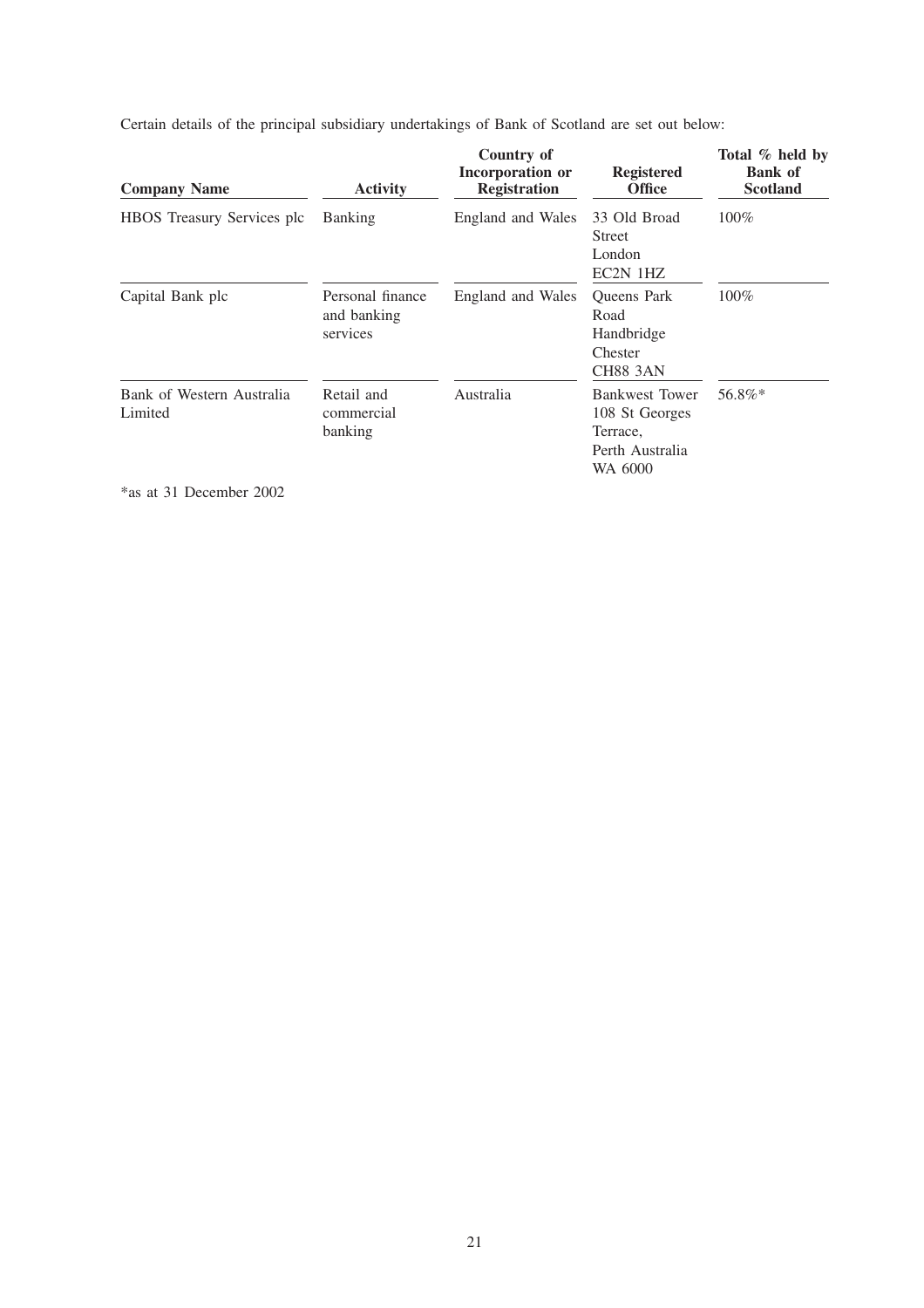Certain details of the principal subsidiary undertakings of Bank of Scotland are set out below:

| Company Name | Activity | Country of Incorporation or Registration | Registered Office | Total % held by Bank of Scotland |
|---|---|---|---|---|
| HBOS Treasury Services plc | Banking | England and Wales | 33 Old Broad Street London EC2N 1HZ | 100% |
| Capital Bank plc | Personal finance and banking services | England and Wales | Queens Park Road Handbridge Chester CH88 3AN | 100% |
| Bank of Western Australia Limited | Retail and commercial banking | Australia | Bankwest Tower 108 St Georges Terrace, Perth Australia WA 6000 | 56.8%* |

*as at 31 December 2002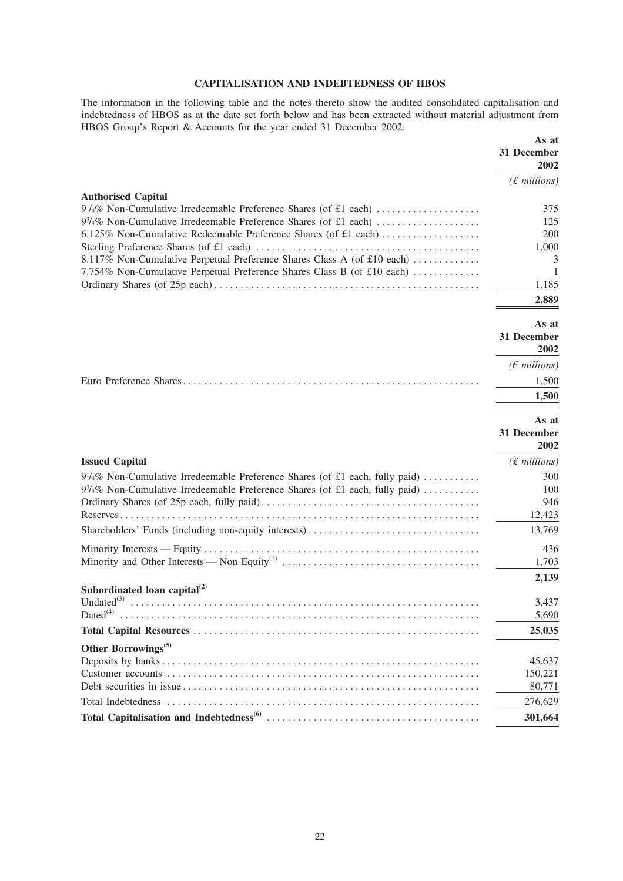## CAPITALISATION AND INDEBTEDNESS OF HBOS

The information in the following table and the notes thereto show the audited consolidated capitalisation and indebtedness of HBOS as at the date set forth below and has been extracted without material adjustment from HBOS Group's Report & Accounts for the year ended 31 December 2002.

| | As at 31 December 2002 |
|---|---|
| | *(£ millions)* |
| **Authorised Capital** | |
| 9¼% Non-Cumulative Irredeemable Preference Shares (of £1 each) | 375 |
| 9¾% Non-Cumulative Irredeemable Preference Shares (of £1 each) | 125 |
| 6.125% Non-Cumulative Redeemable Preference Shares (of £1 each) | 200 |
| Sterling Preference Shares (of £1 each) | 1,000 |
| 8.117% Non-Cumulative Perpetual Preference Shares Class A (of £10 each) | 3 |
| 7.754% Non-Cumulative Perpetual Preference Shares Class B (of £10 each) | 1 |
| Ordinary Shares (of 25p each) | 1,185 |
| | **2,889** |

| | As at 31 December 2002 |
|---|---|
| | *(€ millions)* |
| Euro Preference Shares | 1,500 |
| | **1,500** |

| | As at 31 December 2002 |
|---|---|
| **Issued Capital** | *(£ millions)* |
| 9¼% Non-Cumulative Irredeemable Preference Shares (of £1 each, fully paid) | 300 |
| 9¾% Non-Cumulative Irredeemable Preference Shares (of £1 each, fully paid) | 100 |
| Ordinary Shares (of 25p each, fully paid) | 946 |
| Reserves | 12,423 |
| Shareholders' Funds (including non-equity interests) | 13,769 |
| Minority Interests — Equity | 436 |
| Minority and Other Interests — Non Equity[(1)] | 1,703 |
| | **2,139** |
| **Subordinated loan capital[(2)]** | |
| Undated[(3)] | 3,437 |
| Dated[(4)] | 5,690 |
| **Total Capital Resources** | **25,035** |
| **Other Borrowings[(5)]** | |
| Deposits by banks | 45,637 |
| Customer accounts | 150,221 |
| Debt securities in issue | 80,771 |
| Total Indebtedness | 276,629 |
| **Total Capitalisation and Indebtedness[(6)]** | **301,664** |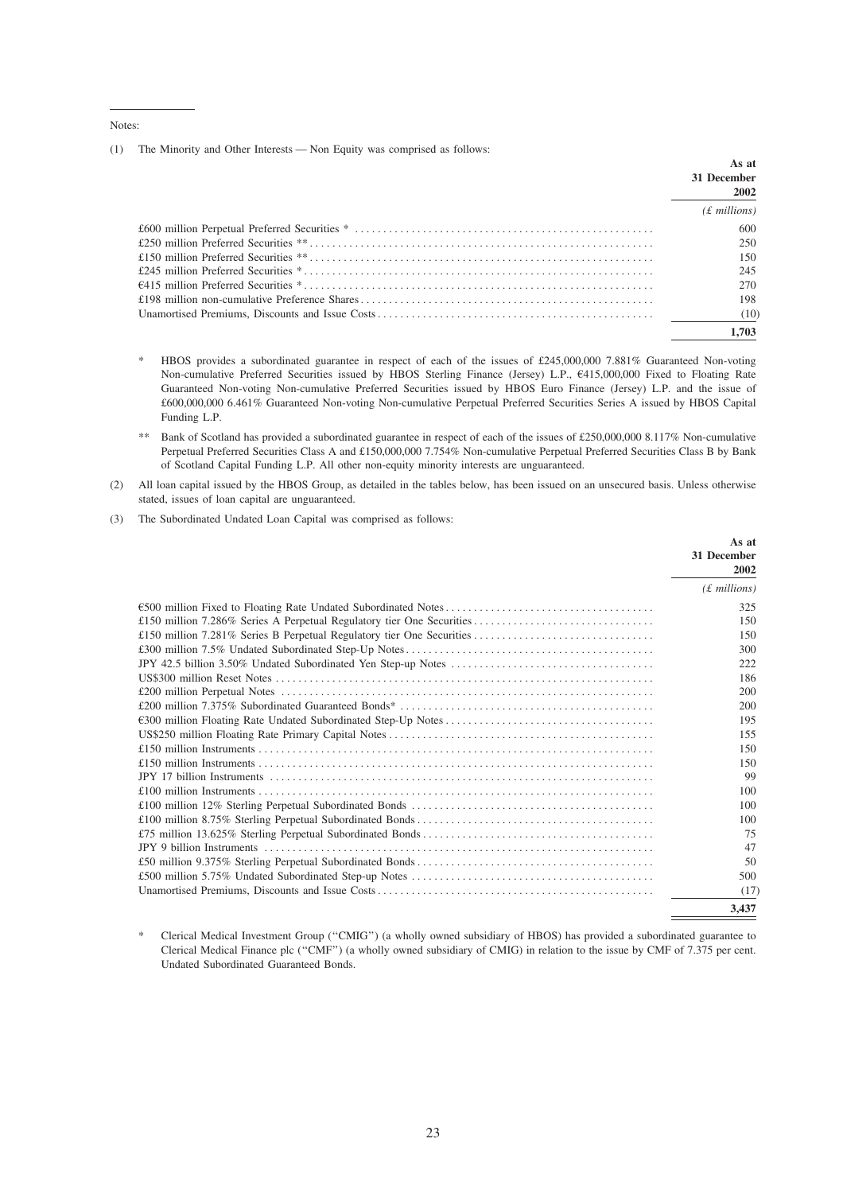Notes:

(1) The Minority and Other Interests — Non Equity was comprised as follows:

| | As at 31 December 2002 |
|---|---|
| | *(£ millions)* |
| £600 million Perpetual Preferred Securities * | 600 |
| £250 million Preferred Securities ** | 250 |
| £150 million Preferred Securities ** | 150 |
| £245 million Preferred Securities * | 245 |
| €415 million Preferred Securities * | 270 |
| £198 million non-cumulative Preference Shares | 198 |
| Unamortised Premiums, Discounts and Issue Costs | (10) |
| | **1,703** |

\* HBOS provides a subordinated guarantee in respect of each of the issues of £245,000,000 7.881% Guaranteed Non-voting Non-cumulative Preferred Securities issued by HBOS Sterling Finance (Jersey) L.P., €415,000,000 Fixed to Floating Rate Guaranteed Non-voting Non-cumulative Preferred Securities issued by HBOS Euro Finance (Jersey) L.P. and the issue of £600,000,000 6.461% Guaranteed Non-voting Non-cumulative Perpetual Preferred Securities Series A issued by HBOS Capital Funding L.P.

\** Bank of Scotland has provided a subordinated guarantee in respect of each of the issues of £250,000,000 8.117% Non-cumulative Perpetual Preferred Securities Class A and £150,000,000 7.754% Non-cumulative Perpetual Preferred Securities Class B by Bank of Scotland Capital Funding L.P. All other non-equity minority interests are unguaranteed.

(2) All loan capital issued by the HBOS Group, as detailed in the tables below, has been issued on an unsecured basis. Unless otherwise stated, issues of loan capital are unguaranteed.

(3) The Subordinated Undated Loan Capital was comprised as follows:

| | As at 31 December 2002 |
|---|---|
| | *(£ millions)* |
| €500 million Fixed to Floating Rate Undated Subordinated Notes | 325 |
| £150 million 7.286% Series A Perpetual Regulatory tier One Securities | 150 |
| £150 million 7.281% Series B Perpetual Regulatory tier One Securities | 150 |
| £300 million 7.5% Undated Subordinated Step-Up Notes | 300 |
| JPY 42.5 billion 3.50% Undated Subordinated Yen Step-up Notes | 222 |
| US$300 million Reset Notes | 186 |
| £200 million Perpetual Notes | 200 |
| £200 million 7.375% Subordinated Guaranteed Bonds* | 200 |
| €300 million Floating Rate Undated Subordinated Step-Up Notes | 195 |
| US$250 million Floating Rate Primary Capital Notes | 155 |
| £150 million Instruments | 150 |
| £150 million Instruments | 150 |
| JPY 17 billion Instruments | 99 |
| £100 million Instruments | 100 |
| £100 million 12% Sterling Perpetual Subordinated Bonds | 100 |
| £100 million 8.75% Sterling Perpetual Subordinated Bonds | 100 |
| £75 million 13.625% Sterling Perpetual Subordinated Bonds | 75 |
| JPY 9 billion Instruments | 47 |
| £50 million 9.375% Sterling Perpetual Subordinated Bonds | 50 |
| £500 million 5.75% Undated Subordinated Step-up Notes | 500 |
| Unamortised Premiums, Discounts and Issue Costs | (17) |
| | **3,437** |

\* Clerical Medical Investment Group ("CMIG") (a wholly owned subsidiary of HBOS) has provided a subordinated guarantee to Clerical Medical Finance plc ("CMF") (a wholly owned subsidiary of CMIG) in relation to the issue by CMF of 7.375 per cent. Undated Subordinated Guaranteed Bonds.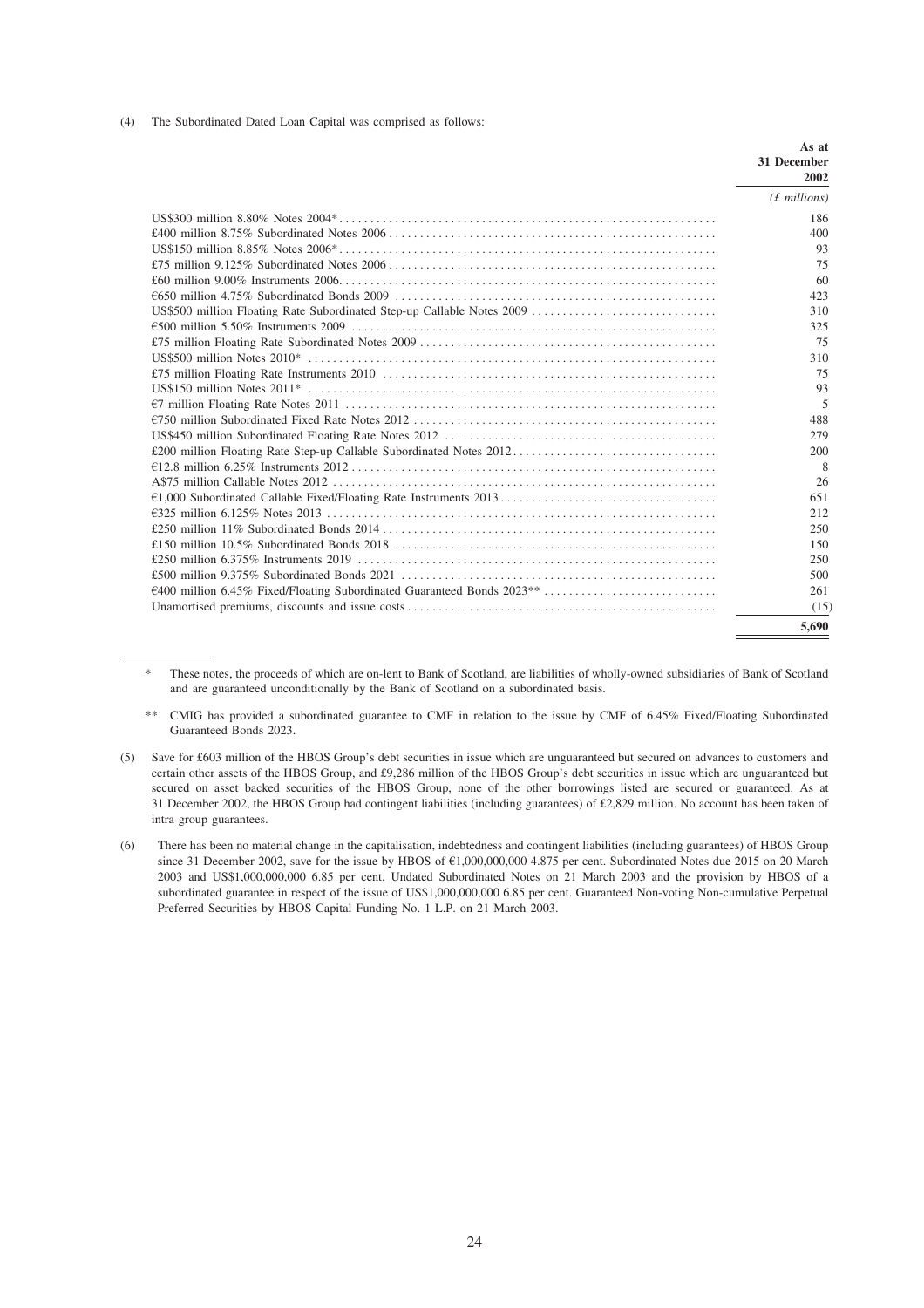(4) The Subordinated Dated Loan Capital was comprised as follows:

| | As at 31 December 2002 |
|---|---|
| | *(£ millions)* |
| US$300 million 8.80% Notes 2004* | 186 |
| £400 million 8.75% Subordinated Notes 2006 | 400 |
| US$150 million 8.85% Notes 2006* | 93 |
| £75 million 9.125% Subordinated Notes 2006 | 75 |
| £60 million 9.00% Instruments 2006 | 60 |
| €650 million 4.75% Subordinated Bonds 2009 | 423 |
| US$500 million Floating Rate Subordinated Step-up Callable Notes 2009 | 310 |
| €500 million 5.50% Instruments 2009 | 325 |
| £75 million Floating Rate Subordinated Notes 2009 | 75 |
| US$500 million Notes 2010* | 310 |
| £75 million Floating Rate Instruments 2010 | 75 |
| US$150 million Notes 2011* | 93 |
| €7 million Floating Rate Notes 2011 | 5 |
| €750 million Subordinated Fixed Rate Notes 2012 | 488 |
| US$450 million Subordinated Floating Rate Notes 2012 | 279 |
| £200 million Floating Rate Step-up Callable Subordinated Notes 2012 | 200 |
| €12.8 million 6.25% Instruments 2012 | 8 |
| A$75 million Callable Notes 2012 | 26 |
| €1,000 Subordinated Callable Fixed/Floating Rate Instruments 2013 | 651 |
| €325 million 6.125% Notes 2013 | 212 |
| £250 million 11% Subordinated Bonds 2014 | 250 |
| £150 million 10.5% Subordinated Bonds 2018 | 150 |
| £250 million 6.375% Instruments 2019 | 250 |
| £500 million 9.375% Subordinated Bonds 2021 | 500 |
| €400 million 6.45% Fixed/Floating Subordinated Guaranteed Bonds 2023** | 261 |
| Unamortised premiums, discounts and issue costs | (15) |
| | **5,690** |

\* These notes, the proceeds of which are on-lent to Bank of Scotland, are liabilities of wholly-owned subsidiaries of Bank of Scotland and are guaranteed unconditionally by the Bank of Scotland on a subordinated basis.

\*\* CMIG has provided a subordinated guarantee to CMF in relation to the issue by CMF of 6.45% Fixed/Floating Subordinated Guaranteed Bonds 2023.

(5) Save for £603 million of the HBOS Group's debt securities in issue which are unguaranteed but secured on advances to customers and certain other assets of the HBOS Group, and £9,286 million of the HBOS Group's debt securities in issue which are unguaranteed but secured on asset backed securities of the HBOS Group, none of the other borrowings listed are secured or guaranteed. As at 31 December 2002, the HBOS Group had contingent liabilities (including guarantees) of £2,829 million. No account has been taken of intra group guarantees.

(6) There has been no material change in the capitalisation, indebtedness and contingent liabilities (including guarantees) of HBOS Group since 31 December 2002, save for the issue by HBOS of €1,000,000,000 4.875 per cent. Subordinated Notes due 2015 on 20 March 2003 and US$1,000,000,000 6.85 per cent. Undated Subordinated Notes on 21 March 2003 and the provision by HBOS of a subordinated guarantee in respect of the issue of US$1,000,000,000 6.85 per cent. Guaranteed Non-voting Non-cumulative Perpetual Preferred Securities by HBOS Capital Funding No. 1 L.P. on 21 March 2003.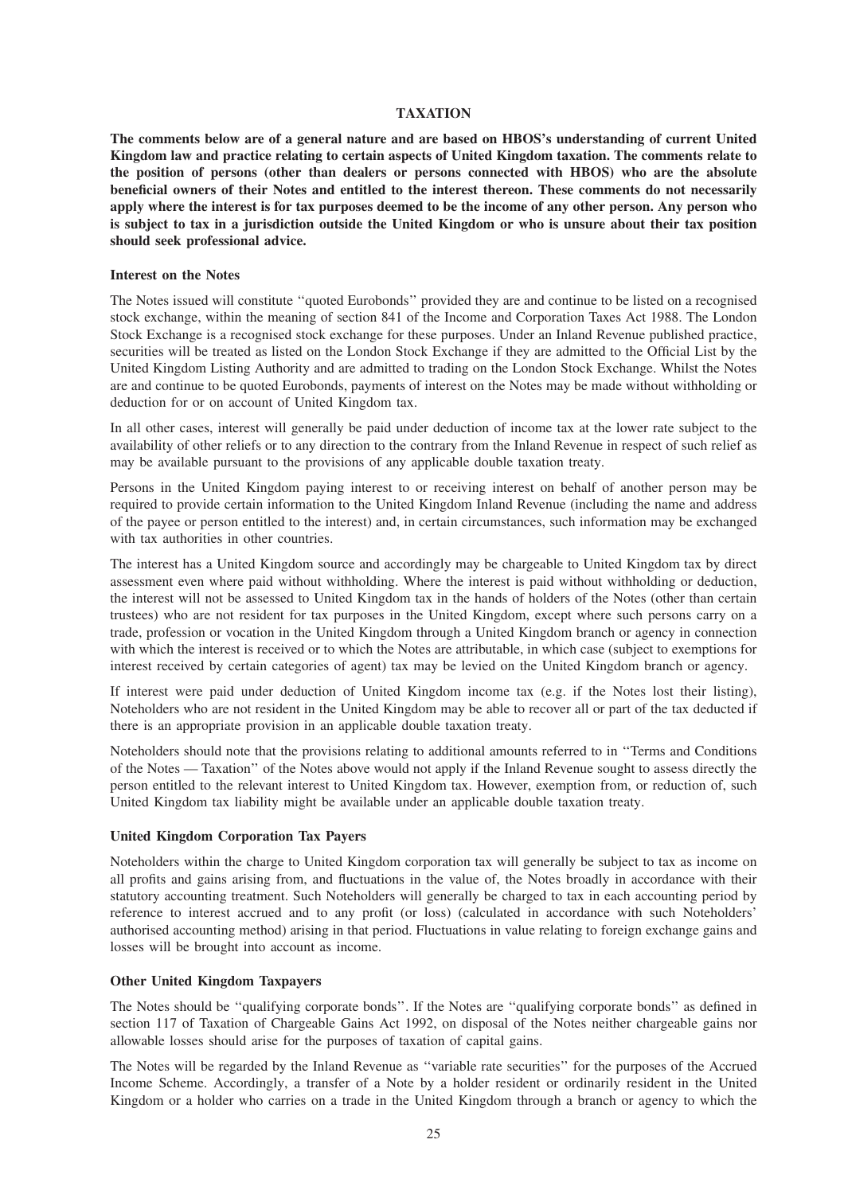# TAXATION

**The comments below are of a general nature and are based on HBOS's understanding of current United Kingdom law and practice relating to certain aspects of United Kingdom taxation. The comments relate to the position of persons (other than dealers or persons connected with HBOS) who are the absolute beneficial owners of their Notes and entitled to the interest thereon. These comments do not necessarily apply where the interest is for tax purposes deemed to be the income of any other person. Any person who is subject to tax in a jurisdiction outside the United Kingdom or who is unsure about their tax position should seek professional advice.**

### Interest on the Notes

The Notes issued will constitute ''quoted Eurobonds'' provided they are and continue to be listed on a recognised stock exchange, within the meaning of section 841 of the Income and Corporation Taxes Act 1988. The London Stock Exchange is a recognised stock exchange for these purposes. Under an Inland Revenue published practice, securities will be treated as listed on the London Stock Exchange if they are admitted to the Official List by the United Kingdom Listing Authority and are admitted to trading on the London Stock Exchange. Whilst the Notes are and continue to be quoted Eurobonds, payments of interest on the Notes may be made without withholding or deduction for or on account of United Kingdom tax.

In all other cases, interest will generally be paid under deduction of income tax at the lower rate subject to the availability of other reliefs or to any direction to the contrary from the Inland Revenue in respect of such relief as may be available pursuant to the provisions of any applicable double taxation treaty.

Persons in the United Kingdom paying interest to or receiving interest on behalf of another person may be required to provide certain information to the United Kingdom Inland Revenue (including the name and address of the payee or person entitled to the interest) and, in certain circumstances, such information may be exchanged with tax authorities in other countries.

The interest has a United Kingdom source and accordingly may be chargeable to United Kingdom tax by direct assessment even where paid without withholding. Where the interest is paid without withholding or deduction, the interest will not be assessed to United Kingdom tax in the hands of holders of the Notes (other than certain trustees) who are not resident for tax purposes in the United Kingdom, except where such persons carry on a trade, profession or vocation in the United Kingdom through a United Kingdom branch or agency in connection with which the interest is received or to which the Notes are attributable, in which case (subject to exemptions for interest received by certain categories of agent) tax may be levied on the United Kingdom branch or agency.

If interest were paid under deduction of United Kingdom income tax (e.g. if the Notes lost their listing), Noteholders who are not resident in the United Kingdom may be able to recover all or part of the tax deducted if there is an appropriate provision in an applicable double taxation treaty.

Noteholders should note that the provisions relating to additional amounts referred to in ''Terms and Conditions of the Notes — Taxation'' of the Notes above would not apply if the Inland Revenue sought to assess directly the person entitled to the relevant interest to United Kingdom tax. However, exemption from, or reduction of, such United Kingdom tax liability might be available under an applicable double taxation treaty.

### United Kingdom Corporation Tax Payers

Noteholders within the charge to United Kingdom corporation tax will generally be subject to tax as income on all profits and gains arising from, and fluctuations in the value of, the Notes broadly in accordance with their statutory accounting treatment. Such Noteholders will generally be charged to tax in each accounting period by reference to interest accrued and to any profit (or loss) (calculated in accordance with such Noteholders' authorised accounting method) arising in that period. Fluctuations in value relating to foreign exchange gains and losses will be brought into account as income.

### Other United Kingdom Taxpayers

The Notes should be ''qualifying corporate bonds''. If the Notes are ''qualifying corporate bonds'' as defined in section 117 of Taxation of Chargeable Gains Act 1992, on disposal of the Notes neither chargeable gains nor allowable losses should arise for the purposes of taxation of capital gains.

The Notes will be regarded by the Inland Revenue as ''variable rate securities'' for the purposes of the Accrued Income Scheme. Accordingly, a transfer of a Note by a holder resident or ordinarily resident in the United Kingdom or a holder who carries on a trade in the United Kingdom through a branch or agency to which the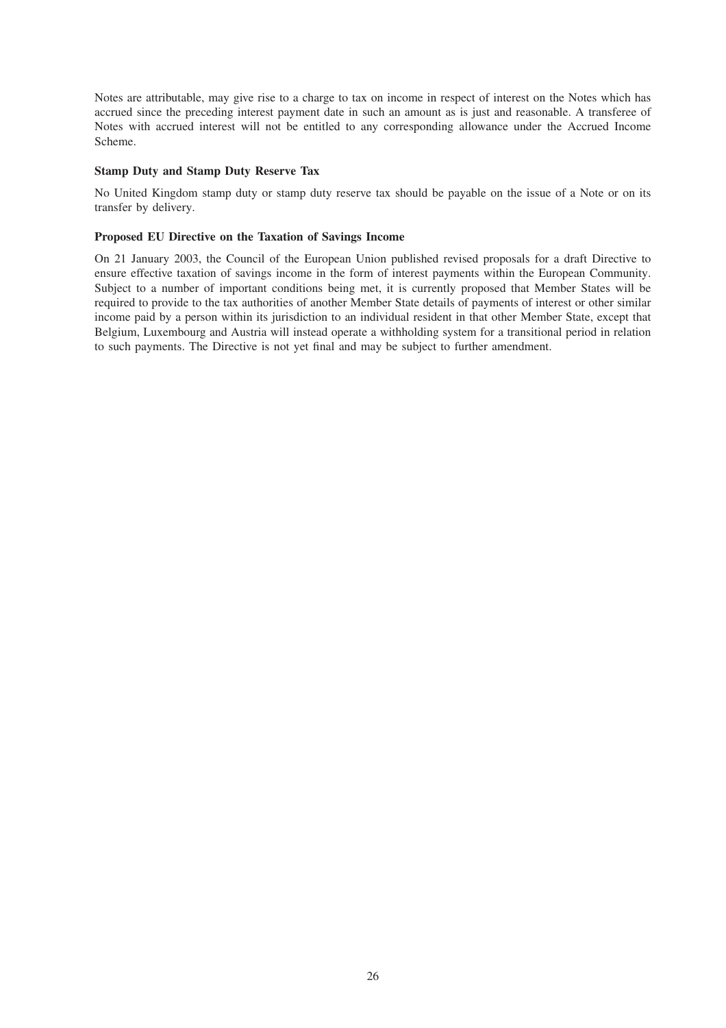Notes are attributable, may give rise to a charge to tax on income in respect of interest on the Notes which has accrued since the preceding interest payment date in such an amount as is just and reasonable. A transferee of Notes with accrued interest will not be entitled to any corresponding allowance under the Accrued Income Scheme.

**Stamp Duty and Stamp Duty Reserve Tax**

No United Kingdom stamp duty or stamp duty reserve tax should be payable on the issue of a Note or on its transfer by delivery.

**Proposed EU Directive on the Taxation of Savings Income**

On 21 January 2003, the Council of the European Union published revised proposals for a draft Directive to ensure effective taxation of savings income in the form of interest payments within the European Community. Subject to a number of important conditions being met, it is currently proposed that Member States will be required to provide to the tax authorities of another Member State details of payments of interest or other similar income paid by a person within its jurisdiction to an individual resident in that other Member State, except that Belgium, Luxembourg and Austria will instead operate a withholding system for a transitional period in relation to such payments. The Directive is not yet final and may be subject to further amendment.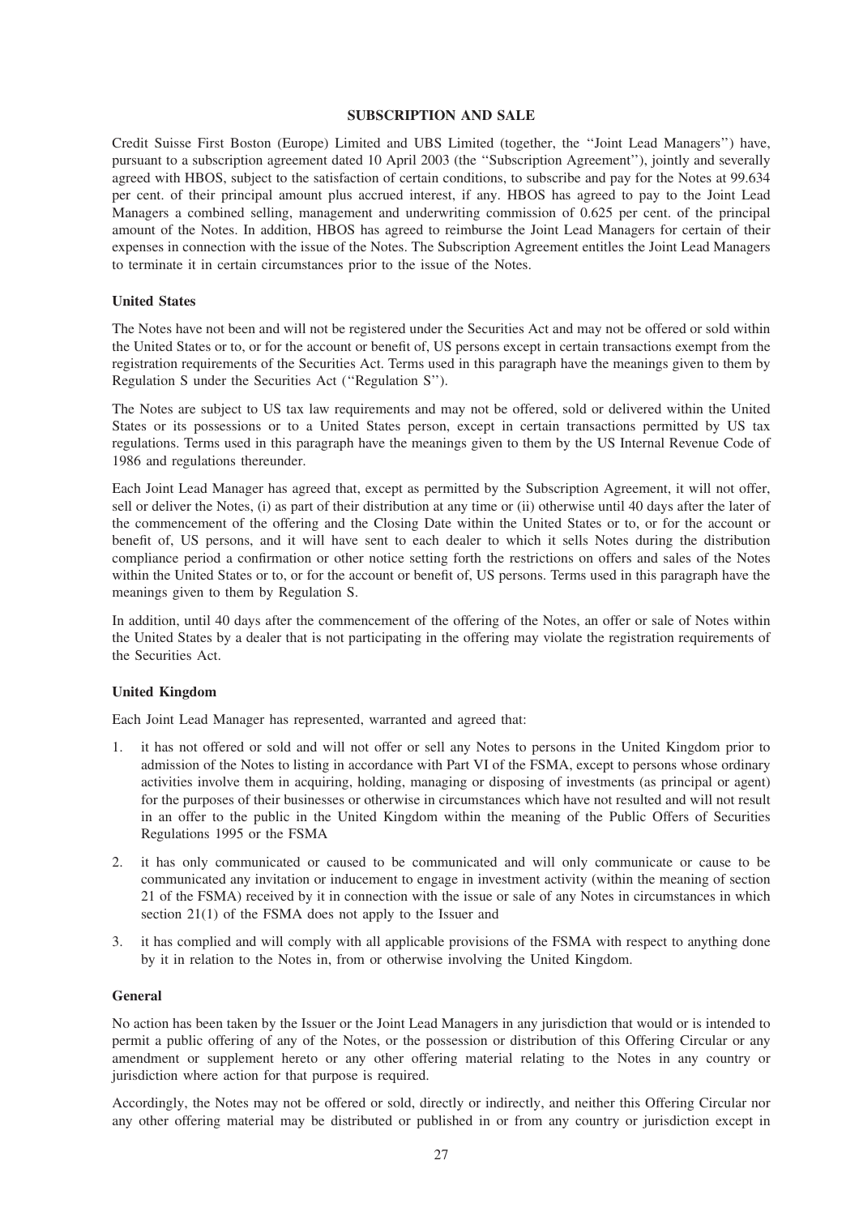## SUBSCRIPTION AND SALE

Credit Suisse First Boston (Europe) Limited and UBS Limited (together, the ''Joint Lead Managers'') have, pursuant to a subscription agreement dated 10 April 2003 (the ''Subscription Agreement''), jointly and severally agreed with HBOS, subject to the satisfaction of certain conditions, to subscribe and pay for the Notes at 99.634 per cent. of their principal amount plus accrued interest, if any. HBOS has agreed to pay to the Joint Lead Managers a combined selling, management and underwriting commission of 0.625 per cent. of the principal amount of the Notes. In addition, HBOS has agreed to reimburse the Joint Lead Managers for certain of their expenses in connection with the issue of the Notes. The Subscription Agreement entitles the Joint Lead Managers to terminate it in certain circumstances prior to the issue of the Notes.

### United States

The Notes have not been and will not be registered under the Securities Act and may not be offered or sold within the United States or to, or for the account or benefit of, US persons except in certain transactions exempt from the registration requirements of the Securities Act. Terms used in this paragraph have the meanings given to them by Regulation S under the Securities Act (''Regulation S'').

The Notes are subject to US tax law requirements and may not be offered, sold or delivered within the United States or its possessions or to a United States person, except in certain transactions permitted by US tax regulations. Terms used in this paragraph have the meanings given to them by the US Internal Revenue Code of 1986 and regulations thereunder.

Each Joint Lead Manager has agreed that, except as permitted by the Subscription Agreement, it will not offer, sell or deliver the Notes, (i) as part of their distribution at any time or (ii) otherwise until 40 days after the later of the commencement of the offering and the Closing Date within the United States or to, or for the account or benefit of, US persons, and it will have sent to each dealer to which it sells Notes during the distribution compliance period a confirmation or other notice setting forth the restrictions on offers and sales of the Notes within the United States or to, or for the account or benefit of, US persons. Terms used in this paragraph have the meanings given to them by Regulation S.

In addition, until 40 days after the commencement of the offering of the Notes, an offer or sale of Notes within the United States by a dealer that is not participating in the offering may violate the registration requirements of the Securities Act.

### United Kingdom

Each Joint Lead Manager has represented, warranted and agreed that:

1. it has not offered or sold and will not offer or sell any Notes to persons in the United Kingdom prior to admission of the Notes to listing in accordance with Part VI of the FSMA, except to persons whose ordinary activities involve them in acquiring, holding, managing or disposing of investments (as principal or agent) for the purposes of their businesses or otherwise in circumstances which have not resulted and will not result in an offer to the public in the United Kingdom within the meaning of the Public Offers of Securities Regulations 1995 or the FSMA
2. it has only communicated or caused to be communicated and will only communicate or cause to be communicated any invitation or inducement to engage in investment activity (within the meaning of section 21 of the FSMA) received by it in connection with the issue or sale of any Notes in circumstances in which section 21(1) of the FSMA does not apply to the Issuer and
3. it has complied and will comply with all applicable provisions of the FSMA with respect to anything done by it in relation to the Notes in, from or otherwise involving the United Kingdom.

### General

No action has been taken by the Issuer or the Joint Lead Managers in any jurisdiction that would or is intended to permit a public offering of any of the Notes, or the possession or distribution of this Offering Circular or any amendment or supplement hereto or any other offering material relating to the Notes in any country or jurisdiction where action for that purpose is required.

Accordingly, the Notes may not be offered or sold, directly or indirectly, and neither this Offering Circular nor any other offering material may be distributed or published in or from any country or jurisdiction except in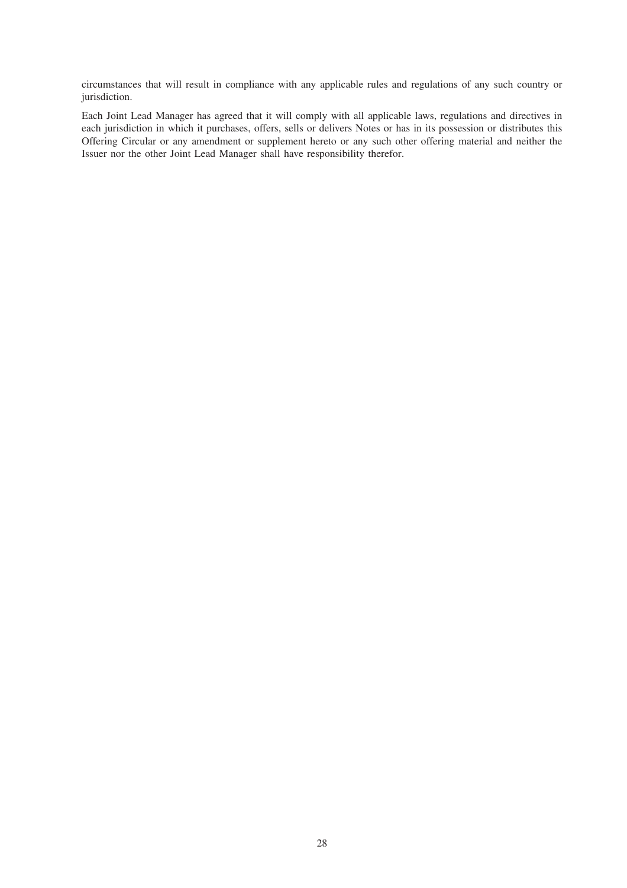circumstances that will result in compliance with any applicable rules and regulations of any such country or jurisdiction.

Each Joint Lead Manager has agreed that it will comply with all applicable laws, regulations and directives in each jurisdiction in which it purchases, offers, sells or delivers Notes or has in its possession or distributes this Offering Circular or any amendment or supplement hereto or any such other offering material and neither the Issuer nor the other Joint Lead Manager shall have responsibility therefor.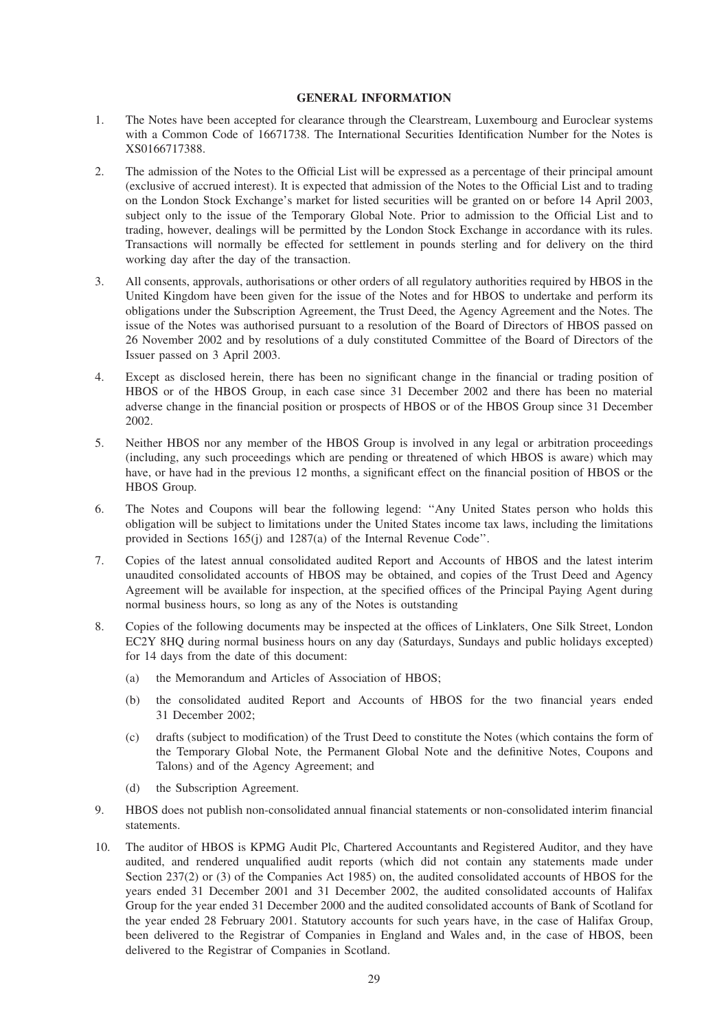## GENERAL INFORMATION

1. The Notes have been accepted for clearance through the Clearstream, Luxembourg and Euroclear systems with a Common Code of 16671738. The International Securities Identification Number for the Notes is XS0166717388.

2. The admission of the Notes to the Official List will be expressed as a percentage of their principal amount (exclusive of accrued interest). It is expected that admission of the Notes to the Official List and to trading on the London Stock Exchange's market for listed securities will be granted on or before 14 April 2003, subject only to the issue of the Temporary Global Note. Prior to admission to the Official List and to trading, however, dealings will be permitted by the London Stock Exchange in accordance with its rules. Transactions will normally be effected for settlement in pounds sterling and for delivery on the third working day after the day of the transaction.

3. All consents, approvals, authorisations or other orders of all regulatory authorities required by HBOS in the United Kingdom have been given for the issue of the Notes and for HBOS to undertake and perform its obligations under the Subscription Agreement, the Trust Deed, the Agency Agreement and the Notes. The issue of the Notes was authorised pursuant to a resolution of the Board of Directors of HBOS passed on 26 November 2002 and by resolutions of a duly constituted Committee of the Board of Directors of the Issuer passed on 3 April 2003.

4. Except as disclosed herein, there has been no significant change in the financial or trading position of HBOS or of the HBOS Group, in each case since 31 December 2002 and there has been no material adverse change in the financial position or prospects of HBOS or of the HBOS Group since 31 December 2002.

5. Neither HBOS nor any member of the HBOS Group is involved in any legal or arbitration proceedings (including, any such proceedings which are pending or threatened of which HBOS is aware) which may have, or have had in the previous 12 months, a significant effect on the financial position of HBOS or the HBOS Group.

6. The Notes and Coupons will bear the following legend: "Any United States person who holds this obligation will be subject to limitations under the United States income tax laws, including the limitations provided in Sections 165(j) and 1287(a) of the Internal Revenue Code".

7. Copies of the latest annual consolidated audited Report and Accounts of HBOS and the latest interim unaudited consolidated accounts of HBOS may be obtained, and copies of the Trust Deed and Agency Agreement will be available for inspection, at the specified offices of the Principal Paying Agent during normal business hours, so long as any of the Notes is outstanding

8. Copies of the following documents may be inspected at the offices of Linklaters, One Silk Street, London EC2Y 8HQ during normal business hours on any day (Saturdays, Sundays and public holidays excepted) for 14 days from the date of this document:

   (a) the Memorandum and Articles of Association of HBOS;

   (b) the consolidated audited Report and Accounts of HBOS for the two financial years ended 31 December 2002;

   (c) drafts (subject to modification) of the Trust Deed to constitute the Notes (which contains the form of the Temporary Global Note, the Permanent Global Note and the definitive Notes, Coupons and Talons) and of the Agency Agreement; and

   (d) the Subscription Agreement.

9. HBOS does not publish non-consolidated annual financial statements or non-consolidated interim financial statements.

10. The auditor of HBOS is KPMG Audit Plc, Chartered Accountants and Registered Auditor, and they have audited, and rendered unqualified audit reports (which did not contain any statements made under Section 237(2) or (3) of the Companies Act 1985) on, the audited consolidated accounts of HBOS for the years ended 31 December 2001 and 31 December 2002, the audited consolidated accounts of Halifax Group for the year ended 31 December 2000 and the audited consolidated accounts of Bank of Scotland for the year ended 28 February 2001. Statutory accounts for such years have, in the case of Halifax Group, been delivered to the Registrar of Companies in England and Wales and, in the case of HBOS, been delivered to the Registrar of Companies in Scotland.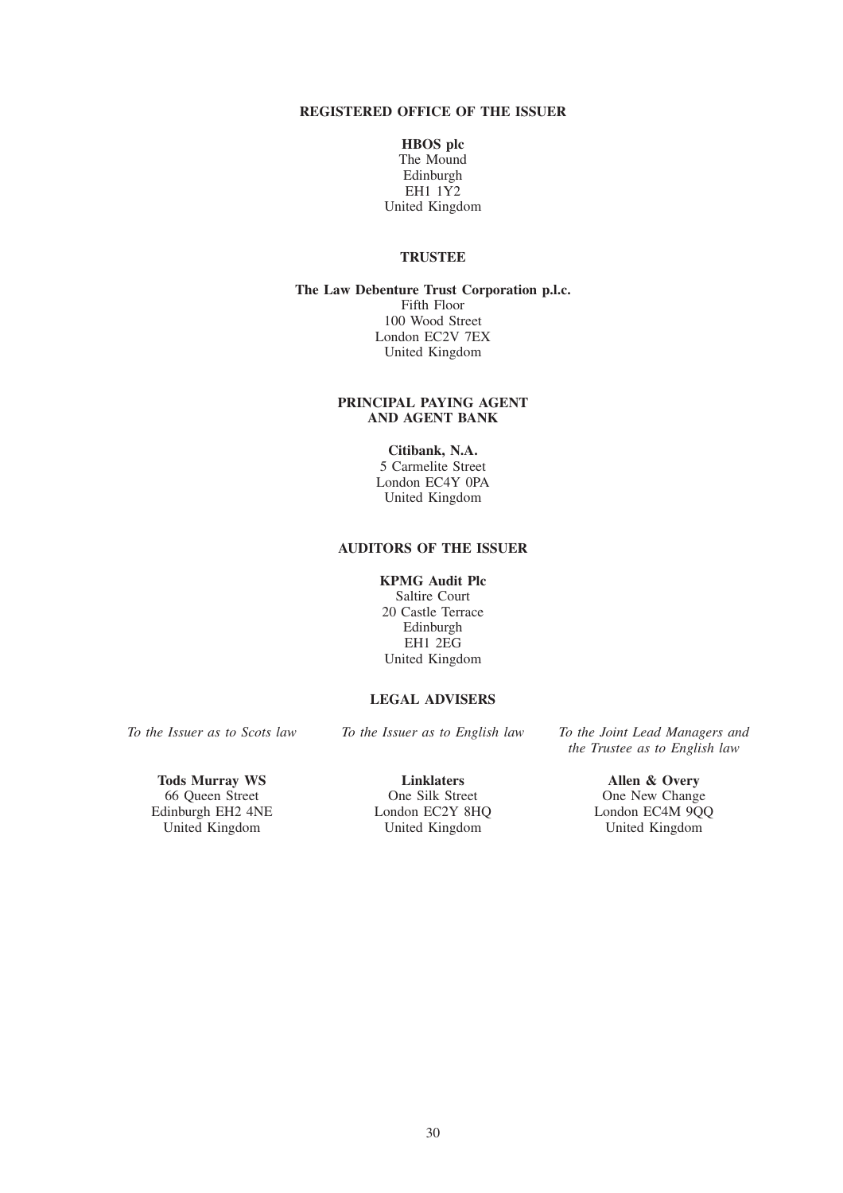**REGISTERED OFFICE OF THE ISSUER**

**HBOS plc**
The Mound
Edinburgh
EH1 1Y2
United Kingdom

**TRUSTEE**

**The Law Debenture Trust Corporation p.l.c.**
Fifth Floor
100 Wood Street
London EC2V 7EX
United Kingdom

**PRINCIPAL PAYING AGENT AND AGENT BANK**

**Citibank, N.A.**
5 Carmelite Street
London EC4Y 0PA
United Kingdom

**AUDITORS OF THE ISSUER**

**KPMG Audit Plc**
Saltire Court
20 Castle Terrace
Edinburgh
EH1 2EG
United Kingdom

**LEGAL ADVISERS**

*To the Issuer as to Scots law*

**Tods Murray WS**
66 Queen Street
Edinburgh EH2 4NE
United Kingdom

*To the Issuer as to English law*

**Linklaters**
One Silk Street
London EC2Y 8HQ
United Kingdom

*To the Joint Lead Managers and the Trustee as to English law*

**Allen & Overy**
One New Change
London EC4M 9QQ
United Kingdom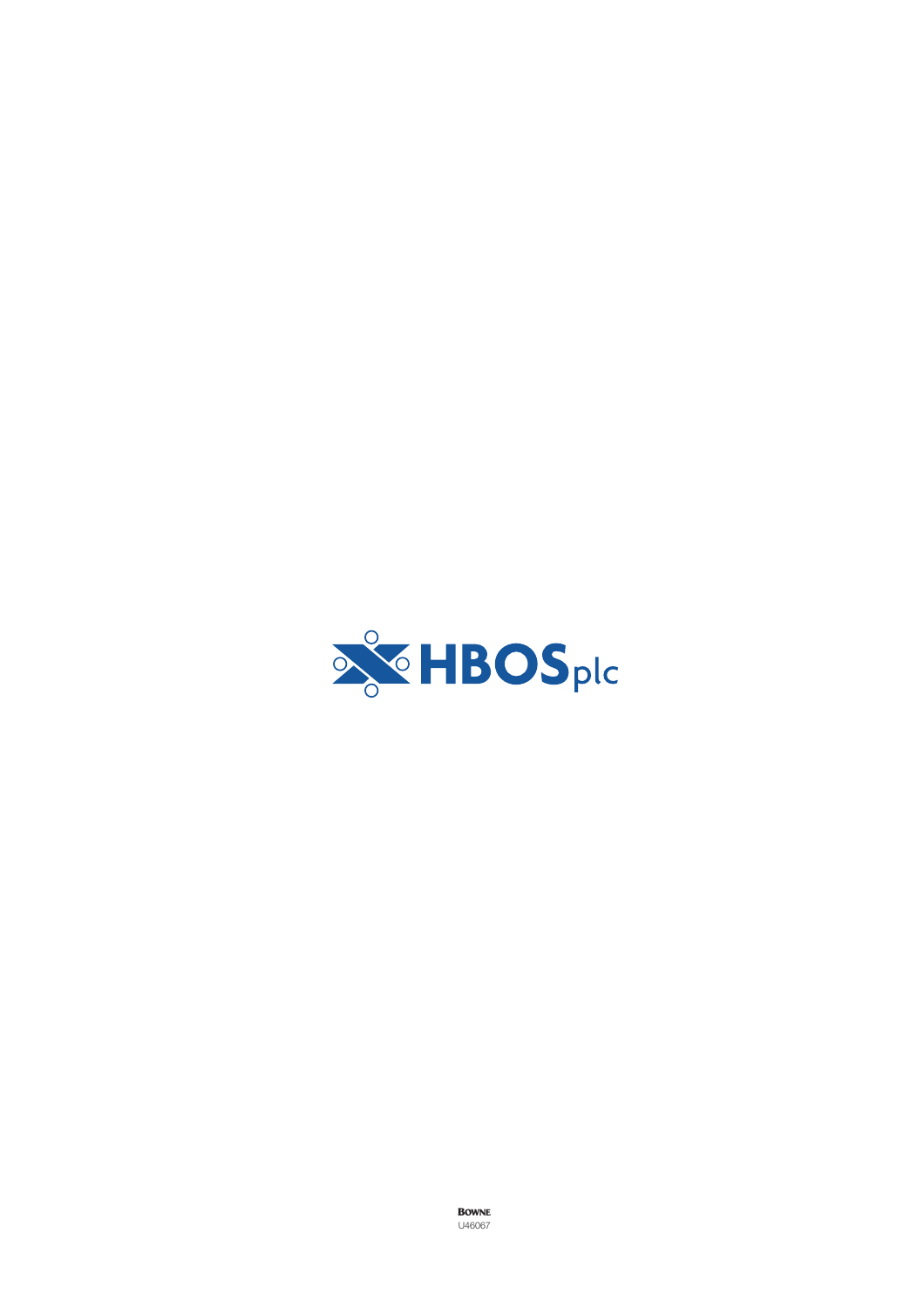HBOSplc

BOWNE
U46067